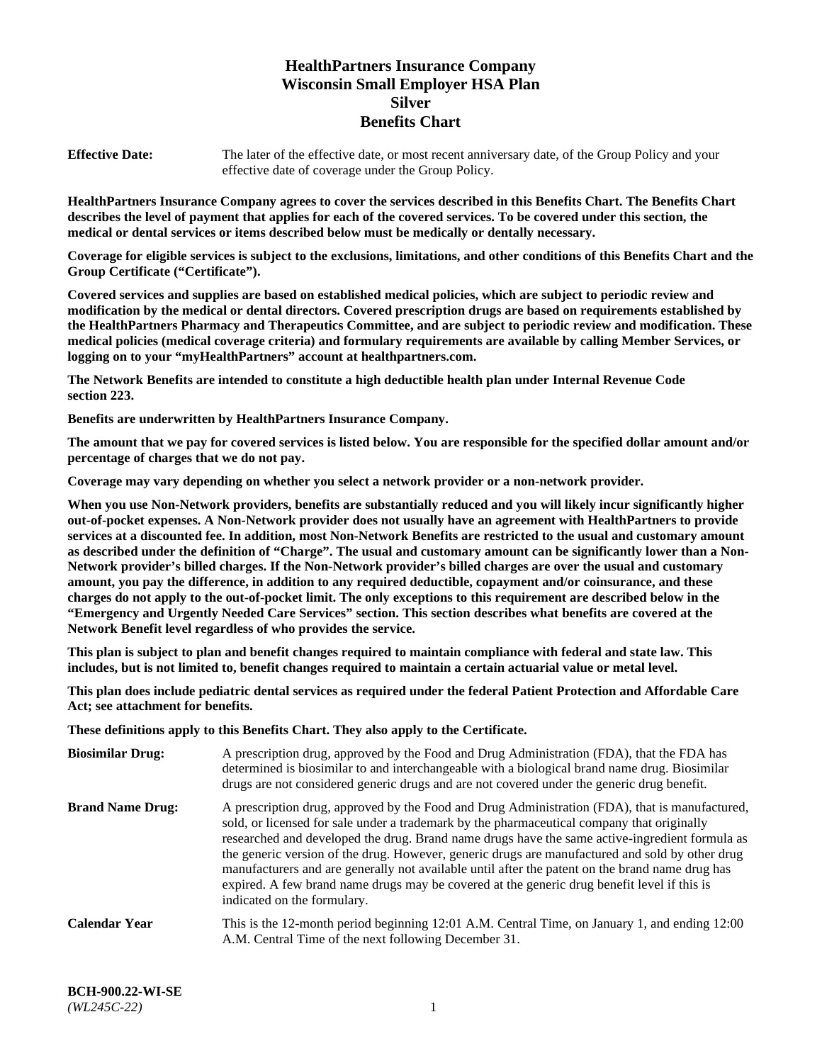# HealthPartners Insurance Company
# Wisconsin Small Employer HSA Plan
# Silver
# Benefits Chart

**Effective Date:** The later of the effective date, or most recent anniversary date, of the Group Policy and your effective date of coverage under the Group Policy.

**HealthPartners Insurance Company agrees to cover the services described in this Benefits Chart. The Benefits Chart describes the level of payment that applies for each of the covered services. To be covered under this section, the medical or dental services or items described below must be medically or dentally necessary.**

**Coverage for eligible services is subject to the exclusions, limitations, and other conditions of this Benefits Chart and the Group Certificate ("Certificate").**

**Covered services and supplies are based on established medical policies, which are subject to periodic review and modification by the medical or dental directors. Covered prescription drugs are based on requirements established by the HealthPartners Pharmacy and Therapeutics Committee, and are subject to periodic review and modification. These medical policies (medical coverage criteria) and formulary requirements are available by calling Member Services, or logging on to your "myHealthPartners" account at healthpartners.com.**

**The Network Benefits are intended to constitute a high deductible health plan under Internal Revenue Code section 223.**

**Benefits are underwritten by HealthPartners Insurance Company.**

**The amount that we pay for covered services is listed below. You are responsible for the specified dollar amount and/or percentage of charges that we do not pay.**

**Coverage may vary depending on whether you select a network provider or a non-network provider.**

**When you use Non-Network providers, benefits are substantially reduced and you will likely incur significantly higher out-of-pocket expenses. A Non-Network provider does not usually have an agreement with HealthPartners to provide services at a discounted fee. In addition, most Non-Network Benefits are restricted to the usual and customary amount as described under the definition of "Charge". The usual and customary amount can be significantly lower than a Non-Network provider's billed charges. If the Non-Network provider's billed charges are over the usual and customary amount, you pay the difference, in addition to any required deductible, copayment and/or coinsurance, and these charges do not apply to the out-of-pocket limit. The only exceptions to this requirement are described below in the "Emergency and Urgently Needed Care Services" section. This section describes what benefits are covered at the Network Benefit level regardless of who provides the service.**

**This plan is subject to plan and benefit changes required to maintain compliance with federal and state law. This includes, but is not limited to, benefit changes required to maintain a certain actuarial value or metal level.**

**This plan does include pediatric dental services as required under the federal Patient Protection and Affordable Care Act; see attachment for benefits.**

**These definitions apply to this Benefits Chart. They also apply to the Certificate.**

**Biosimilar Drug:** A prescription drug, approved by the Food and Drug Administration (FDA), that the FDA has determined is biosimilar to and interchangeable with a biological brand name drug. Biosimilar drugs are not considered generic drugs and are not covered under the generic drug benefit.

**Brand Name Drug:** A prescription drug, approved by the Food and Drug Administration (FDA), that is manufactured, sold, or licensed for sale under a trademark by the pharmaceutical company that originally researched and developed the drug. Brand name drugs have the same active-ingredient formula as the generic version of the drug. However, generic drugs are manufactured and sold by other drug manufacturers and are generally not available until after the patent on the brand name drug has expired. A few brand name drugs may be covered at the generic drug benefit level if this is indicated on the formulary.

**Calendar Year** This is the 12-month period beginning 12:01 A.M. Central Time, on January 1, and ending 12:00 A.M. Central Time of the next following December 31.

**BCH-900.22-WI-SE**
*(WL245C-22)*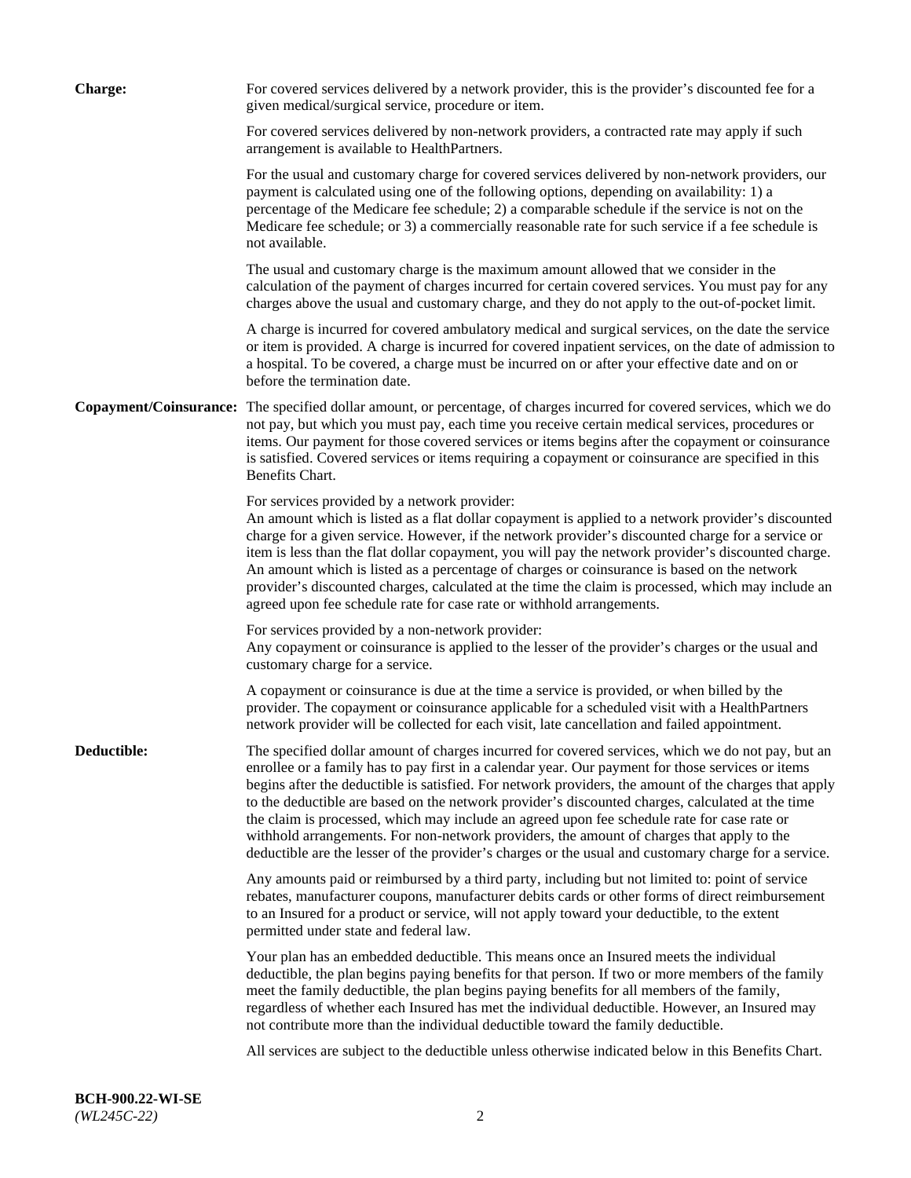**Charge:** For covered services delivered by a network provider, this is the provider's discounted fee for a given medical/surgical service, procedure or item.

For covered services delivered by non-network providers, a contracted rate may apply if such arrangement is available to HealthPartners.

For the usual and customary charge for covered services delivered by non-network providers, our payment is calculated using one of the following options, depending on availability: 1) a percentage of the Medicare fee schedule; 2) a comparable schedule if the service is not on the Medicare fee schedule; or 3) a commercially reasonable rate for such service if a fee schedule is not available.

The usual and customary charge is the maximum amount allowed that we consider in the calculation of the payment of charges incurred for certain covered services. You must pay for any charges above the usual and customary charge, and they do not apply to the out-of-pocket limit.

A charge is incurred for covered ambulatory medical and surgical services, on the date the service or item is provided. A charge is incurred for covered inpatient services, on the date of admission to a hospital. To be covered, a charge must be incurred on or after your effective date and on or before the termination date.

**Copayment/Coinsurance:** The specified dollar amount, or percentage, of charges incurred for covered services, which we do not pay, but which you must pay, each time you receive certain medical services, procedures or items. Our payment for those covered services or items begins after the copayment or coinsurance is satisfied. Covered services or items requiring a copayment or coinsurance are specified in this Benefits Chart.

For services provided by a network provider:
An amount which is listed as a flat dollar copayment is applied to a network provider's discounted charge for a given service. However, if the network provider's discounted charge for a service or item is less than the flat dollar copayment, you will pay the network provider's discounted charge. An amount which is listed as a percentage of charges or coinsurance is based on the network provider's discounted charges, calculated at the time the claim is processed, which may include an agreed upon fee schedule rate for case rate or withhold arrangements.

For services provided by a non-network provider:
Any copayment or coinsurance is applied to the lesser of the provider's charges or the usual and customary charge for a service.

A copayment or coinsurance is due at the time a service is provided, or when billed by the provider. The copayment or coinsurance applicable for a scheduled visit with a HealthPartners network provider will be collected for each visit, late cancellation and failed appointment.

**Deductible:** The specified dollar amount of charges incurred for covered services, which we do not pay, but an enrollee or a family has to pay first in a calendar year. Our payment for those services or items begins after the deductible is satisfied. For network providers, the amount of the charges that apply to the deductible are based on the network provider's discounted charges, calculated at the time the claim is processed, which may include an agreed upon fee schedule rate for case rate or withhold arrangements. For non-network providers, the amount of charges that apply to the deductible are the lesser of the provider's charges or the usual and customary charge for a service.

Any amounts paid or reimbursed by a third party, including but not limited to: point of service rebates, manufacturer coupons, manufacturer debits cards or other forms of direct reimbursement to an Insured for a product or service, will not apply toward your deductible, to the extent permitted under state and federal law.

Your plan has an embedded deductible. This means once an Insured meets the individual deductible, the plan begins paying benefits for that person. If two or more members of the family meet the family deductible, the plan begins paying benefits for all members of the family, regardless of whether each Insured has met the individual deductible. However, an Insured may not contribute more than the individual deductible toward the family deductible.

All services are subject to the deductible unless otherwise indicated below in this Benefits Chart.

**BCH-900.22-WI-SE**
*(WL245C-22)*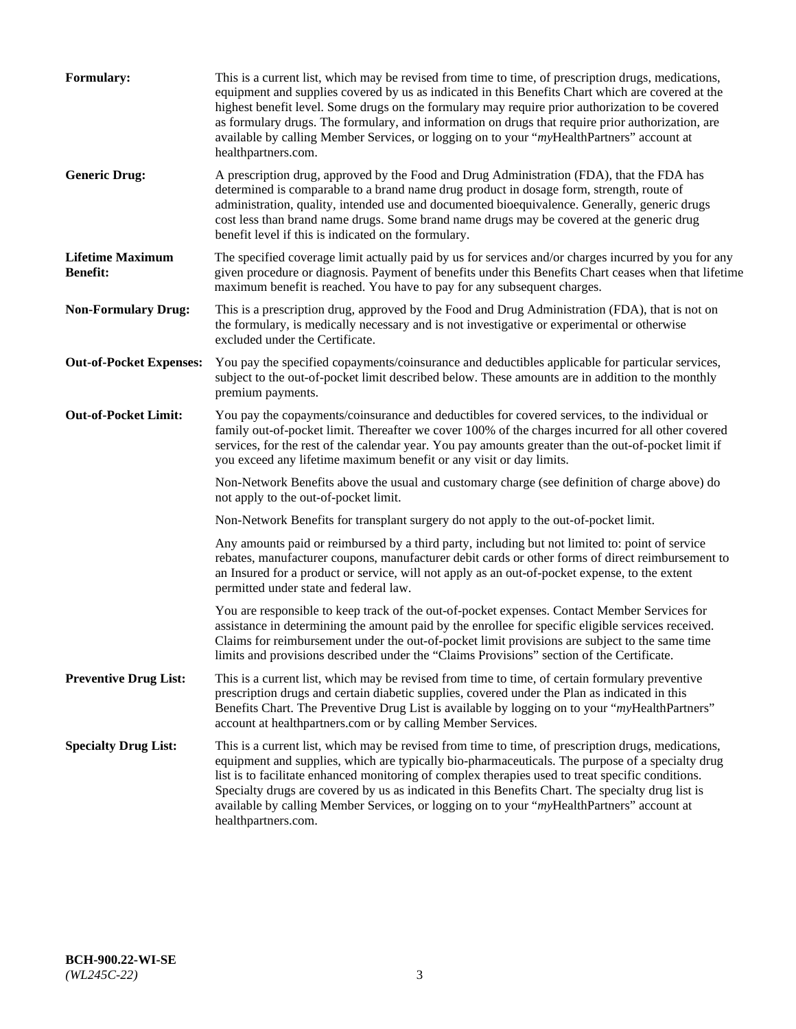**Formulary:** This is a current list, which may be revised from time to time, of prescription drugs, medications, equipment and supplies covered by us as indicated in this Benefits Chart which are covered at the highest benefit level. Some drugs on the formulary may require prior authorization to be covered as formulary drugs. The formulary, and information on drugs that require prior authorization, are available by calling Member Services, or logging on to your "*my*HealthPartners" account at healthpartners.com.

**Generic Drug:** A prescription drug, approved by the Food and Drug Administration (FDA), that the FDA has determined is comparable to a brand name drug product in dosage form, strength, route of administration, quality, intended use and documented bioequivalence. Generally, generic drugs cost less than brand name drugs. Some brand name drugs may be covered at the generic drug benefit level if this is indicated on the formulary.

**Lifetime Maximum Benefit:** The specified coverage limit actually paid by us for services and/or charges incurred by you for any given procedure or diagnosis. Payment of benefits under this Benefits Chart ceases when that lifetime maximum benefit is reached. You have to pay for any subsequent charges.

**Non-Formulary Drug:** This is a prescription drug, approved by the Food and Drug Administration (FDA), that is not on the formulary, is medically necessary and is not investigative or experimental or otherwise excluded under the Certificate.

**Out-of-Pocket Expenses:** You pay the specified copayments/coinsurance and deductibles applicable for particular services, subject to the out-of-pocket limit described below. These amounts are in addition to the monthly premium payments.

**Out-of-Pocket Limit:** You pay the copayments/coinsurance and deductibles for covered services, to the individual or family out-of-pocket limit. Thereafter we cover 100% of the charges incurred for all other covered services, for the rest of the calendar year. You pay amounts greater than the out-of-pocket limit if you exceed any lifetime maximum benefit or any visit or day limits.

Non-Network Benefits above the usual and customary charge (see definition of charge above) do not apply to the out-of-pocket limit.

Non-Network Benefits for transplant surgery do not apply to the out-of-pocket limit.

Any amounts paid or reimbursed by a third party, including but not limited to: point of service rebates, manufacturer coupons, manufacturer debit cards or other forms of direct reimbursement to an Insured for a product or service, will not apply as an out-of-pocket expense, to the extent permitted under state and federal law.

You are responsible to keep track of the out-of-pocket expenses. Contact Member Services for assistance in determining the amount paid by the enrollee for specific eligible services received. Claims for reimbursement under the out-of-pocket limit provisions are subject to the same time limits and provisions described under the "Claims Provisions" section of the Certificate.

**Preventive Drug List:** This is a current list, which may be revised from time to time, of certain formulary preventive prescription drugs and certain diabetic supplies, covered under the Plan as indicated in this Benefits Chart. The Preventive Drug List is available by logging on to your "*my*HealthPartners" account at healthpartners.com or by calling Member Services.

**Specialty Drug List:** This is a current list, which may be revised from time to time, of prescription drugs, medications, equipment and supplies, which are typically bio-pharmaceuticals. The purpose of a specialty drug list is to facilitate enhanced monitoring of complex therapies used to treat specific conditions. Specialty drugs are covered by us as indicated in this Benefits Chart. The specialty drug list is available by calling Member Services, or logging on to your "*my*HealthPartners" account at healthpartners.com.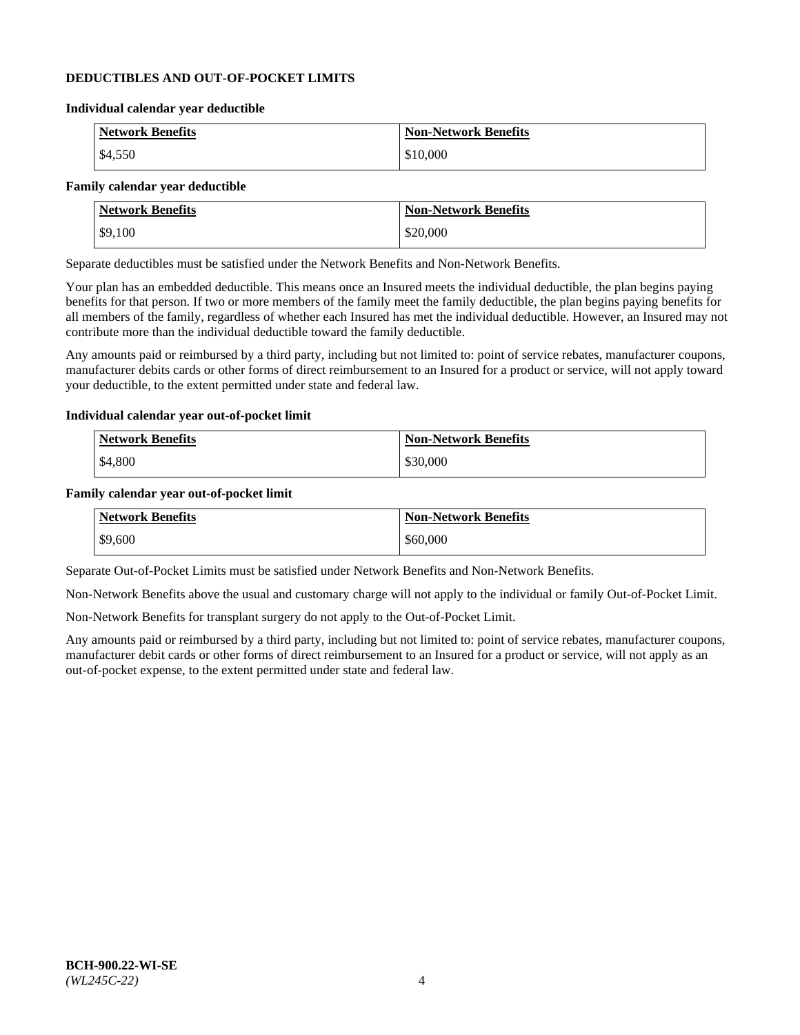**DEDUCTIBLES AND OUT-OF-POCKET LIMITS**

**Individual calendar year deductible**

| Network Benefits | Non-Network Benefits |
|---|---|
| $4,550 | $10,000 |

**Family calendar year deductible**

| Network Benefits | Non-Network Benefits |
|---|---|
| $9,100 | $20,000 |

Separate deductibles must be satisfied under the Network Benefits and Non-Network Benefits.

Your plan has an embedded deductible. This means once an Insured meets the individual deductible, the plan begins paying benefits for that person. If two or more members of the family meet the family deductible, the plan begins paying benefits for all members of the family, regardless of whether each Insured has met the individual deductible. However, an Insured may not contribute more than the individual deductible toward the family deductible.

Any amounts paid or reimbursed by a third party, including but not limited to: point of service rebates, manufacturer coupons, manufacturer debits cards or other forms of direct reimbursement to an Insured for a product or service, will not apply toward your deductible, to the extent permitted under state and federal law.

**Individual calendar year out-of-pocket limit**

| Network Benefits | Non-Network Benefits |
|---|---|
| $4,800 | $30,000 |

**Family calendar year out-of-pocket limit**

| Network Benefits | Non-Network Benefits |
|---|---|
| $9,600 | $60,000 |

Separate Out-of-Pocket Limits must be satisfied under Network Benefits and Non-Network Benefits.

Non-Network Benefits above the usual and customary charge will not apply to the individual or family Out-of-Pocket Limit.

Non-Network Benefits for transplant surgery do not apply to the Out-of-Pocket Limit.

Any amounts paid or reimbursed by a third party, including but not limited to: point of service rebates, manufacturer coupons, manufacturer debit cards or other forms of direct reimbursement to an Insured for a product or service, will not apply as an out-of-pocket expense, to the extent permitted under state and federal law.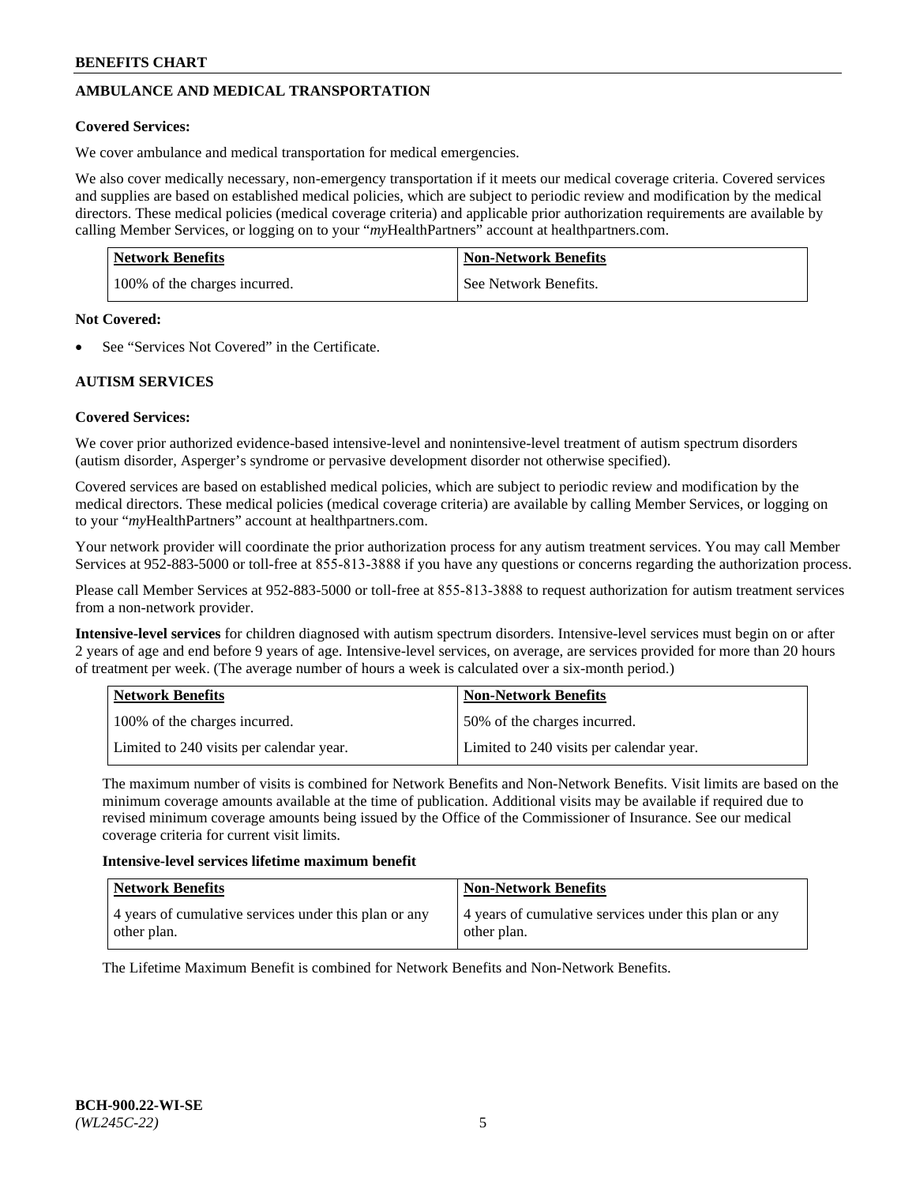## AMBULANCE AND MEDICAL TRANSPORTATION

**Covered Services:**

We cover ambulance and medical transportation for medical emergencies.

We also cover medically necessary, non-emergency transportation if it meets our medical coverage criteria. Covered services and supplies are based on established medical policies, which are subject to periodic review and modification by the medical directors. These medical policies (medical coverage criteria) and applicable prior authorization requirements are available by calling Member Services, or logging on to your "*my*HealthPartners" account at healthpartners.com.

| Network Benefits | Non-Network Benefits |
| --- | --- |
| 100% of the charges incurred. | See Network Benefits. |

**Not Covered:**

- See "Services Not Covered" in the Certificate.

## AUTISM SERVICES

**Covered Services:**

We cover prior authorized evidence-based intensive-level and nonintensive-level treatment of autism spectrum disorders (autism disorder, Asperger's syndrome or pervasive development disorder not otherwise specified).

Covered services are based on established medical policies, which are subject to periodic review and modification by the medical directors. These medical policies (medical coverage criteria) are available by calling Member Services, or logging on to your "*my*HealthPartners" account at healthpartners.com.

Your network provider will coordinate the prior authorization process for any autism treatment services. You may call Member Services at 952-883-5000 or toll-free at 855-813-3888 if you have any questions or concerns regarding the authorization process.

Please call Member Services at 952-883-5000 or toll-free at 855-813-3888 to request authorization for autism treatment services from a non-network provider.

**Intensive-level services** for children diagnosed with autism spectrum disorders. Intensive-level services must begin on or after 2 years of age and end before 9 years of age. Intensive-level services, on average, are services provided for more than 20 hours of treatment per week. (The average number of hours a week is calculated over a six-month period.)

| Network Benefits | Non-Network Benefits |
| --- | --- |
| 100% of the charges incurred. | 50% of the charges incurred. |
| Limited to 240 visits per calendar year. | Limited to 240 visits per calendar year. |

The maximum number of visits is combined for Network Benefits and Non-Network Benefits. Visit limits are based on the minimum coverage amounts available at the time of publication. Additional visits may be available if required due to revised minimum coverage amounts being issued by the Office of the Commissioner of Insurance. See our medical coverage criteria for current visit limits.

**Intensive-level services lifetime maximum benefit**

| Network Benefits | Non-Network Benefits |
| --- | --- |
| 4 years of cumulative services under this plan or any other plan. | 4 years of cumulative services under this plan or any other plan. |

The Lifetime Maximum Benefit is combined for Network Benefits and Non-Network Benefits.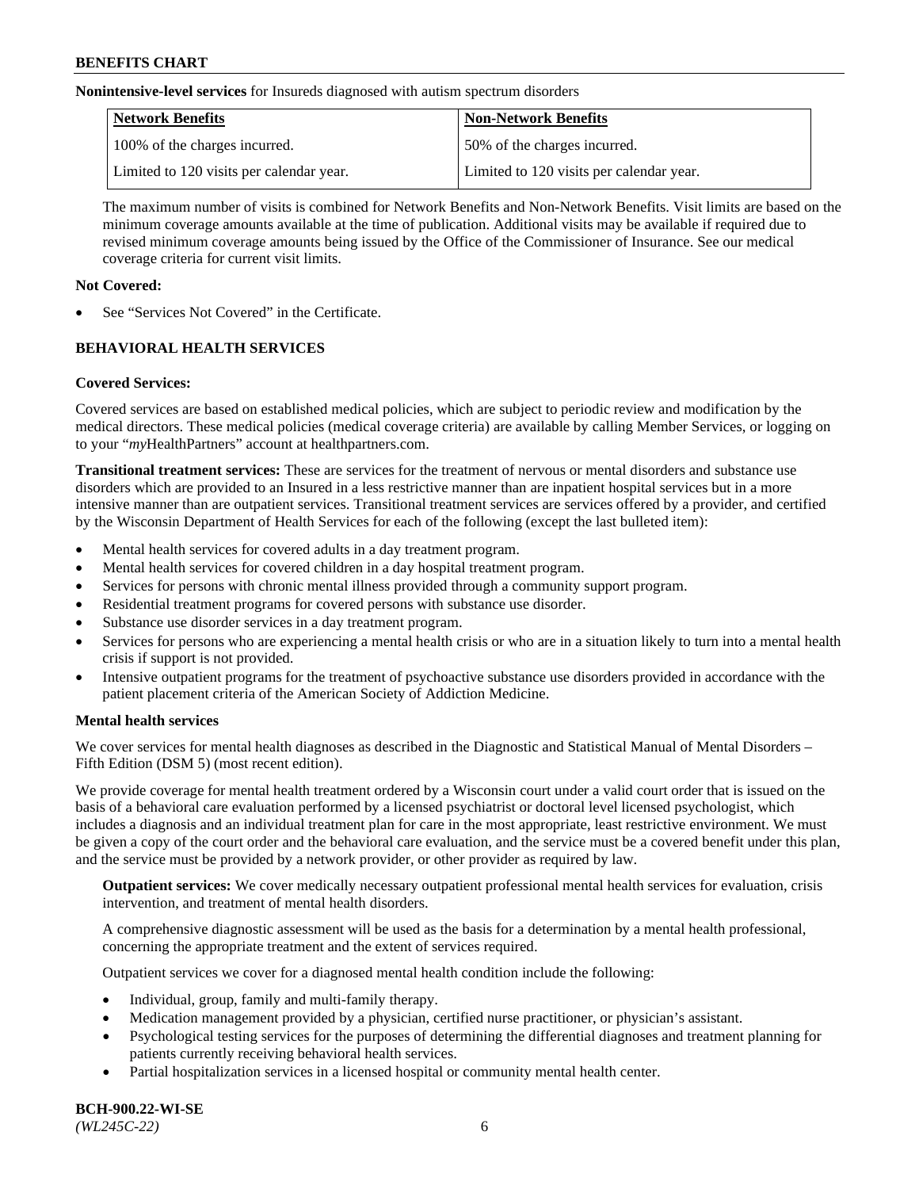**Nonintensive-level services** for Insureds diagnosed with autism spectrum disorders

| Network Benefits | Non-Network Benefits |
| --- | --- |
| 100% of the charges incurred. | 50% of the charges incurred. |
| Limited to 120 visits per calendar year. | Limited to 120 visits per calendar year. |

The maximum number of visits is combined for Network Benefits and Non-Network Benefits. Visit limits are based on the minimum coverage amounts available at the time of publication. Additional visits may be available if required due to revised minimum coverage amounts being issued by the Office of the Commissioner of Insurance. See our medical coverage criteria for current visit limits.

**Not Covered:**

- See "Services Not Covered" in the Certificate.

## BEHAVIORAL HEALTH SERVICES

**Covered Services:**

Covered services are based on established medical policies, which are subject to periodic review and modification by the medical directors. These medical policies (medical coverage criteria) are available by calling Member Services, or logging on to your "*my*HealthPartners" account at healthpartners.com.

**Transitional treatment services:** These are services for the treatment of nervous or mental disorders and substance use disorders which are provided to an Insured in a less restrictive manner than are inpatient hospital services but in a more intensive manner than are outpatient services. Transitional treatment services are services offered by a provider, and certified by the Wisconsin Department of Health Services for each of the following (except the last bulleted item):

- Mental health services for covered adults in a day treatment program.
- Mental health services for covered children in a day hospital treatment program.
- Services for persons with chronic mental illness provided through a community support program.
- Residential treatment programs for covered persons with substance use disorder.
- Substance use disorder services in a day treatment program.
- Services for persons who are experiencing a mental health crisis or who are in a situation likely to turn into a mental health crisis if support is not provided.
- Intensive outpatient programs for the treatment of psychoactive substance use disorders provided in accordance with the patient placement criteria of the American Society of Addiction Medicine.

**Mental health services**

We cover services for mental health diagnoses as described in the Diagnostic and Statistical Manual of Mental Disorders – Fifth Edition (DSM 5) (most recent edition).

We provide coverage for mental health treatment ordered by a Wisconsin court under a valid court order that is issued on the basis of a behavioral care evaluation performed by a licensed psychiatrist or doctoral level licensed psychologist, which includes a diagnosis and an individual treatment plan for care in the most appropriate, least restrictive environment. We must be given a copy of the court order and the behavioral care evaluation, and the service must be a covered benefit under this plan, and the service must be provided by a network provider, or other provider as required by law.

**Outpatient services:** We cover medically necessary outpatient professional mental health services for evaluation, crisis intervention, and treatment of mental health disorders.

A comprehensive diagnostic assessment will be used as the basis for a determination by a mental health professional, concerning the appropriate treatment and the extent of services required.

Outpatient services we cover for a diagnosed mental health condition include the following:

- Individual, group, family and multi-family therapy.
- Medication management provided by a physician, certified nurse practitioner, or physician's assistant.
- Psychological testing services for the purposes of determining the differential diagnoses and treatment planning for patients currently receiving behavioral health services.
- Partial hospitalization services in a licensed hospital or community mental health center.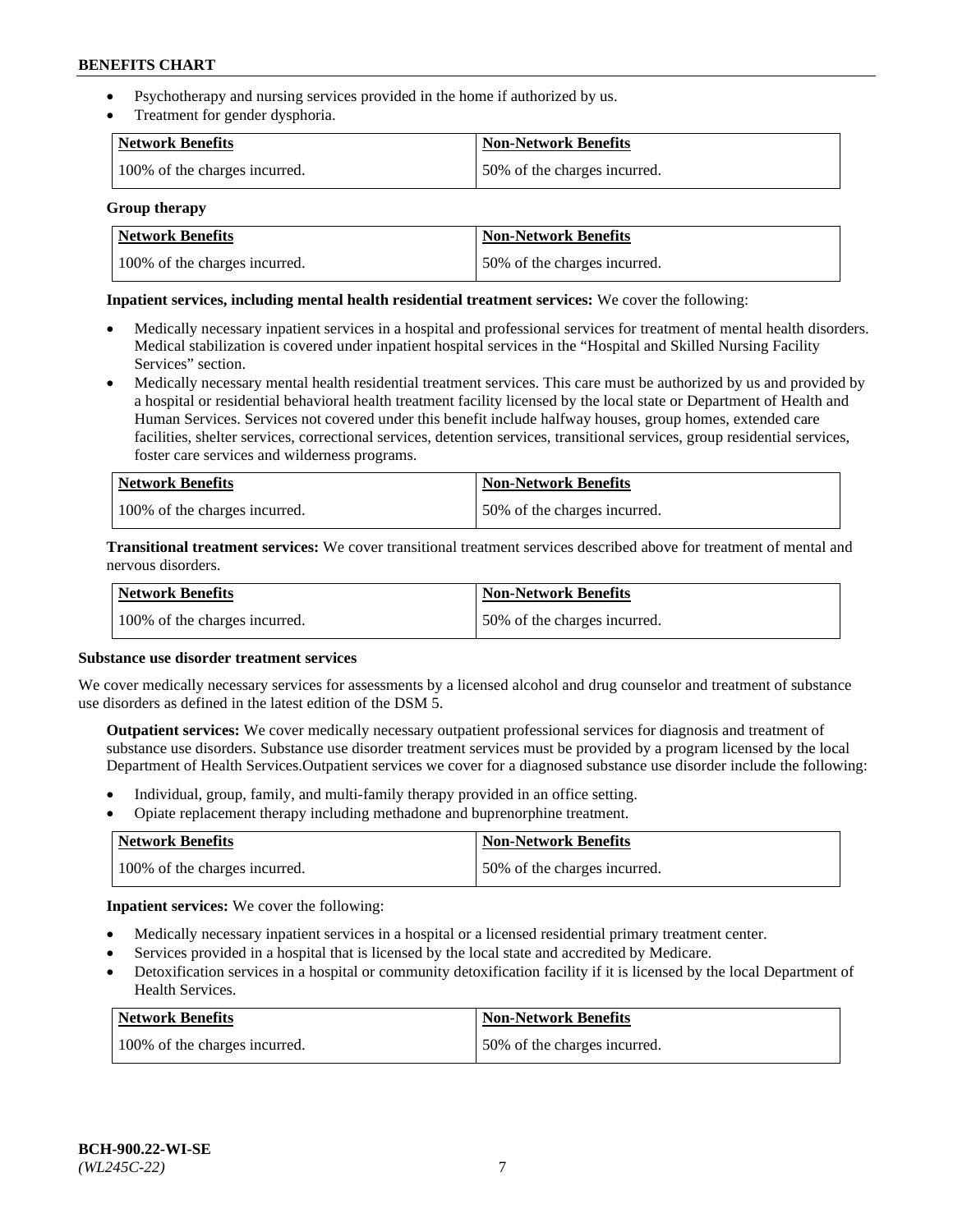- Psychotherapy and nursing services provided in the home if authorized by us.
- Treatment for gender dysphoria.

| Network Benefits | Non-Network Benefits |
|---|---|
| 100% of the charges incurred. | 50% of the charges incurred. |

**Group therapy**

| Network Benefits | Non-Network Benefits |
|---|---|
| 100% of the charges incurred. | 50% of the charges incurred. |

**Inpatient services, including mental health residential treatment services:** We cover the following:

- Medically necessary inpatient services in a hospital and professional services for treatment of mental health disorders. Medical stabilization is covered under inpatient hospital services in the "Hospital and Skilled Nursing Facility Services" section.
- Medically necessary mental health residential treatment services. This care must be authorized by us and provided by a hospital or residential behavioral health treatment facility licensed by the local state or Department of Health and Human Services. Services not covered under this benefit include halfway houses, group homes, extended care facilities, shelter services, correctional services, detention services, transitional services, group residential services, foster care services and wilderness programs.

| Network Benefits | Non-Network Benefits |
|---|---|
| 100% of the charges incurred. | 50% of the charges incurred. |

**Transitional treatment services:** We cover transitional treatment services described above for treatment of mental and nervous disorders.

| Network Benefits | Non-Network Benefits |
|---|---|
| 100% of the charges incurred. | 50% of the charges incurred. |

**Substance use disorder treatment services**

We cover medically necessary services for assessments by a licensed alcohol and drug counselor and treatment of substance use disorders as defined in the latest edition of the DSM 5.

**Outpatient services:** We cover medically necessary outpatient professional services for diagnosis and treatment of substance use disorders. Substance use disorder treatment services must be provided by a program licensed by the local Department of Health Services.Outpatient services we cover for a diagnosed substance use disorder include the following:

- Individual, group, family, and multi-family therapy provided in an office setting.
- Opiate replacement therapy including methadone and buprenorphine treatment.

| Network Benefits | Non-Network Benefits |
|---|---|
| 100% of the charges incurred. | 50% of the charges incurred. |

**Inpatient services:** We cover the following:

- Medically necessary inpatient services in a hospital or a licensed residential primary treatment center.
- Services provided in a hospital that is licensed by the local state and accredited by Medicare.
- Detoxification services in a hospital or community detoxification facility if it is licensed by the local Department of Health Services.

| Network Benefits | Non-Network Benefits |
|---|---|
| 100% of the charges incurred. | 50% of the charges incurred. |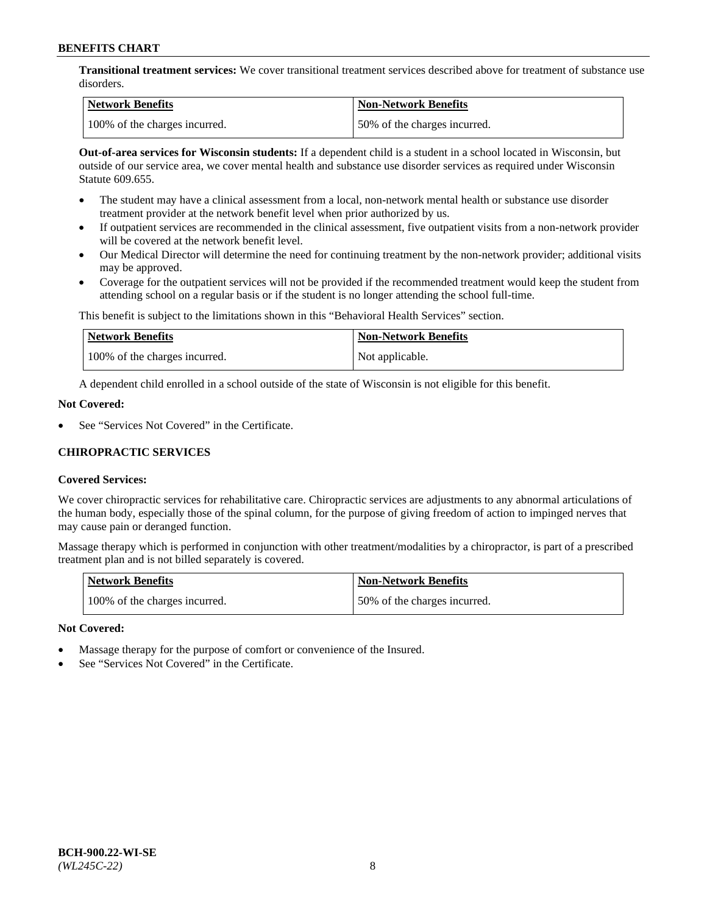**Transitional treatment services:** We cover transitional treatment services described above for treatment of substance use disorders.

| Network Benefits | Non-Network Benefits |
|---|---|
| 100% of the charges incurred. | 50% of the charges incurred. |

**Out-of-area services for Wisconsin students:** If a dependent child is a student in a school located in Wisconsin, but outside of our service area, we cover mental health and substance use disorder services as required under Wisconsin Statute 609.655.

- The student may have a clinical assessment from a local, non-network mental health or substance use disorder treatment provider at the network benefit level when prior authorized by us.
- If outpatient services are recommended in the clinical assessment, five outpatient visits from a non-network provider will be covered at the network benefit level.
- Our Medical Director will determine the need for continuing treatment by the non-network provider; additional visits may be approved.
- Coverage for the outpatient services will not be provided if the recommended treatment would keep the student from attending school on a regular basis or if the student is no longer attending the school full-time.

This benefit is subject to the limitations shown in this "Behavioral Health Services" section.

| Network Benefits | Non-Network Benefits |
|---|---|
| 100% of the charges incurred. | Not applicable. |

A dependent child enrolled in a school outside of the state of Wisconsin is not eligible for this benefit.

**Not Covered:**

- See "Services Not Covered" in the Certificate.

## CHIROPRACTIC SERVICES

**Covered Services:**

We cover chiropractic services for rehabilitative care. Chiropractic services are adjustments to any abnormal articulations of the human body, especially those of the spinal column, for the purpose of giving freedom of action to impinged nerves that may cause pain or deranged function.

Massage therapy which is performed in conjunction with other treatment/modalities by a chiropractor, is part of a prescribed treatment plan and is not billed separately is covered.

| Network Benefits | Non-Network Benefits |
|---|---|
| 100% of the charges incurred. | 50% of the charges incurred. |

**Not Covered:**

- Massage therapy for the purpose of comfort or convenience of the Insured.
- See "Services Not Covered" in the Certificate.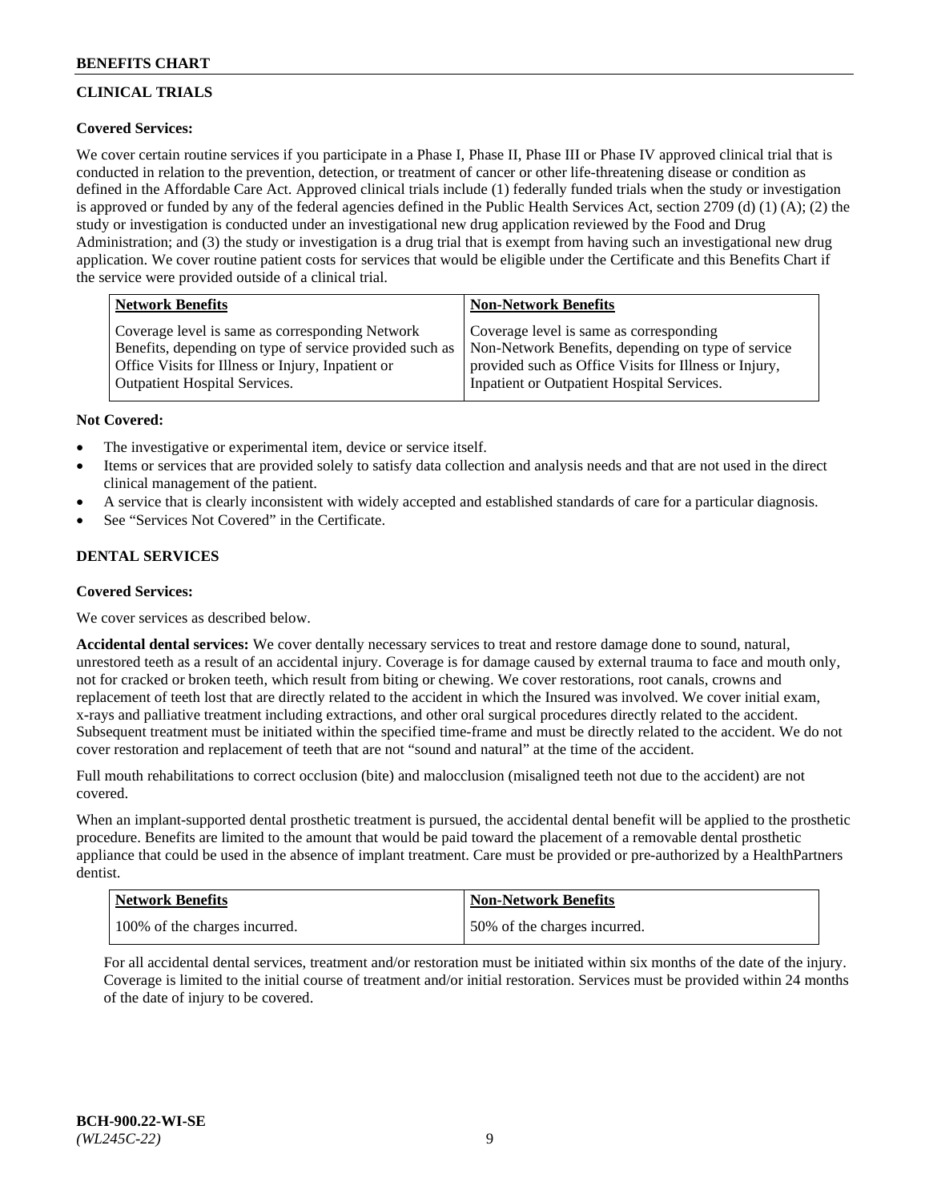## CLINICAL TRIALS

**Covered Services:**

We cover certain routine services if you participate in a Phase I, Phase II, Phase III or Phase IV approved clinical trial that is conducted in relation to the prevention, detection, or treatment of cancer or other life-threatening disease or condition as defined in the Affordable Care Act. Approved clinical trials include (1) federally funded trials when the study or investigation is approved or funded by any of the federal agencies defined in the Public Health Services Act, section 2709 (d) (1) (A); (2) the study or investigation is conducted under an investigational new drug application reviewed by the Food and Drug Administration; and (3) the study or investigation is a drug trial that is exempt from having such an investigational new drug application. We cover routine patient costs for services that would be eligible under the Certificate and this Benefits Chart if the service were provided outside of a clinical trial.

| Network Benefits | Non-Network Benefits |
|---|---|
| Coverage level is same as corresponding Network Benefits, depending on type of service provided such as Office Visits for Illness or Injury, Inpatient or Outpatient Hospital Services. | Coverage level is same as corresponding Non-Network Benefits, depending on type of service provided such as Office Visits for Illness or Injury, Inpatient or Outpatient Hospital Services. |

**Not Covered:**

- The investigative or experimental item, device or service itself.
- Items or services that are provided solely to satisfy data collection and analysis needs and that are not used in the direct clinical management of the patient.
- A service that is clearly inconsistent with widely accepted and established standards of care for a particular diagnosis.
- See "Services Not Covered" in the Certificate.

## DENTAL SERVICES

**Covered Services:**

We cover services as described below.

**Accidental dental services:** We cover dentally necessary services to treat and restore damage done to sound, natural, unrestored teeth as a result of an accidental injury. Coverage is for damage caused by external trauma to face and mouth only, not for cracked or broken teeth, which result from biting or chewing. We cover restorations, root canals, crowns and replacement of teeth lost that are directly related to the accident in which the Insured was involved. We cover initial exam, x-rays and palliative treatment including extractions, and other oral surgical procedures directly related to the accident. Subsequent treatment must be initiated within the specified time-frame and must be directly related to the accident. We do not cover restoration and replacement of teeth that are not "sound and natural" at the time of the accident.

Full mouth rehabilitations to correct occlusion (bite) and malocclusion (misaligned teeth not due to the accident) are not covered.

When an implant-supported dental prosthetic treatment is pursued, the accidental dental benefit will be applied to the prosthetic procedure. Benefits are limited to the amount that would be paid toward the placement of a removable dental prosthetic appliance that could be used in the absence of implant treatment. Care must be provided or pre-authorized by a HealthPartners dentist.

| Network Benefits | Non-Network Benefits |
|---|---|
| 100% of the charges incurred. | 50% of the charges incurred. |

For all accidental dental services, treatment and/or restoration must be initiated within six months of the date of the injury. Coverage is limited to the initial course of treatment and/or initial restoration. Services must be provided within 24 months of the date of injury to be covered.

BCH-900.22-WI-SE
*(WL245C-22)*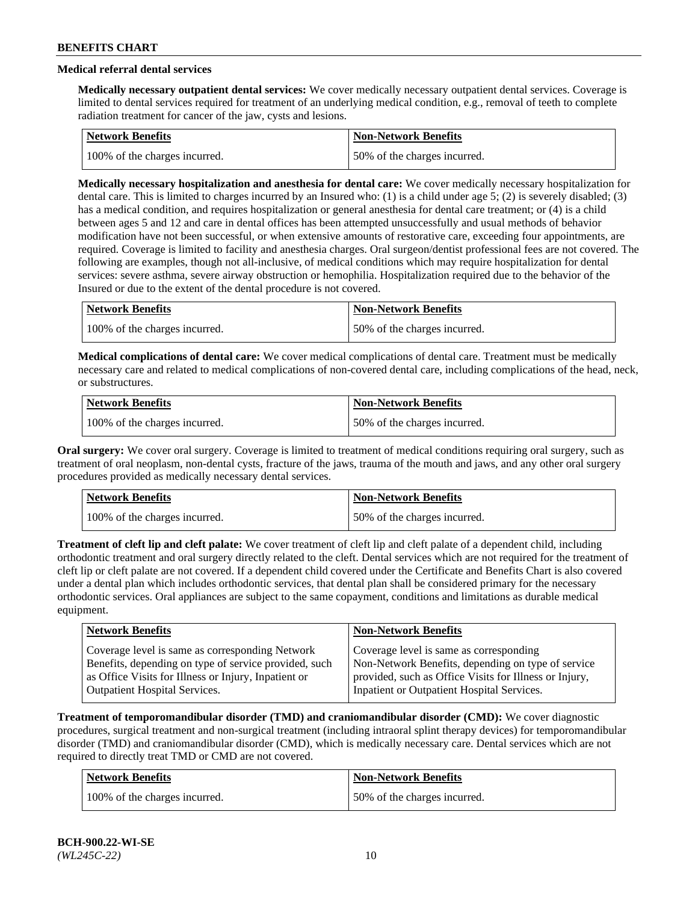### Medical referral dental services

**Medically necessary outpatient dental services:** We cover medically necessary outpatient dental services. Coverage is limited to dental services required for treatment of an underlying medical condition, e.g., removal of teeth to complete radiation treatment for cancer of the jaw, cysts and lesions.

| Network Benefits | Non-Network Benefits |
|---|---|
| 100% of the charges incurred. | 50% of the charges incurred. |

**Medically necessary hospitalization and anesthesia for dental care:** We cover medically necessary hospitalization for dental care. This is limited to charges incurred by an Insured who: (1) is a child under age 5; (2) is severely disabled; (3) has a medical condition, and requires hospitalization or general anesthesia for dental care treatment; or (4) is a child between ages 5 and 12 and care in dental offices has been attempted unsuccessfully and usual methods of behavior modification have not been successful, or when extensive amounts of restorative care, exceeding four appointments, are required. Coverage is limited to facility and anesthesia charges. Oral surgeon/dentist professional fees are not covered. The following are examples, though not all-inclusive, of medical conditions which may require hospitalization for dental services: severe asthma, severe airway obstruction or hemophilia. Hospitalization required due to the behavior of the Insured or due to the extent of the dental procedure is not covered.

| Network Benefits | Non-Network Benefits |
|---|---|
| 100% of the charges incurred. | 50% of the charges incurred. |

**Medical complications of dental care:** We cover medical complications of dental care. Treatment must be medically necessary care and related to medical complications of non-covered dental care, including complications of the head, neck, or substructures.

| Network Benefits | Non-Network Benefits |
|---|---|
| 100% of the charges incurred. | 50% of the charges incurred. |

**Oral surgery:** We cover oral surgery. Coverage is limited to treatment of medical conditions requiring oral surgery, such as treatment of oral neoplasm, non-dental cysts, fracture of the jaws, trauma of the mouth and jaws, and any other oral surgery procedures provided as medically necessary dental services.

| Network Benefits | Non-Network Benefits |
|---|---|
| 100% of the charges incurred. | 50% of the charges incurred. |

**Treatment of cleft lip and cleft palate:** We cover treatment of cleft lip and cleft palate of a dependent child, including orthodontic treatment and oral surgery directly related to the cleft. Dental services which are not required for the treatment of cleft lip or cleft palate are not covered. If a dependent child covered under the Certificate and Benefits Chart is also covered under a dental plan which includes orthodontic services, that dental plan shall be considered primary for the necessary orthodontic services. Oral appliances are subject to the same copayment, conditions and limitations as durable medical equipment.

| Network Benefits | Non-Network Benefits |
|---|---|
| Coverage level is same as corresponding Network Benefits, depending on type of service provided, such as Office Visits for Illness or Injury, Inpatient or Outpatient Hospital Services. | Coverage level is same as corresponding Non-Network Benefits, depending on type of service provided, such as Office Visits for Illness or Injury, Inpatient or Outpatient Hospital Services. |

**Treatment of temporomandibular disorder (TMD) and craniomandibular disorder (CMD):** We cover diagnostic procedures, surgical treatment and non-surgical treatment (including intraoral splint therapy devices) for temporomandibular disorder (TMD) and craniomandibular disorder (CMD), which is medically necessary care. Dental services which are not required to directly treat TMD or CMD are not covered.

| Network Benefits | Non-Network Benefits |
|---|---|
| 100% of the charges incurred. | 50% of the charges incurred. |

BCH-900.22-WI-SE
*(WL245C-22)*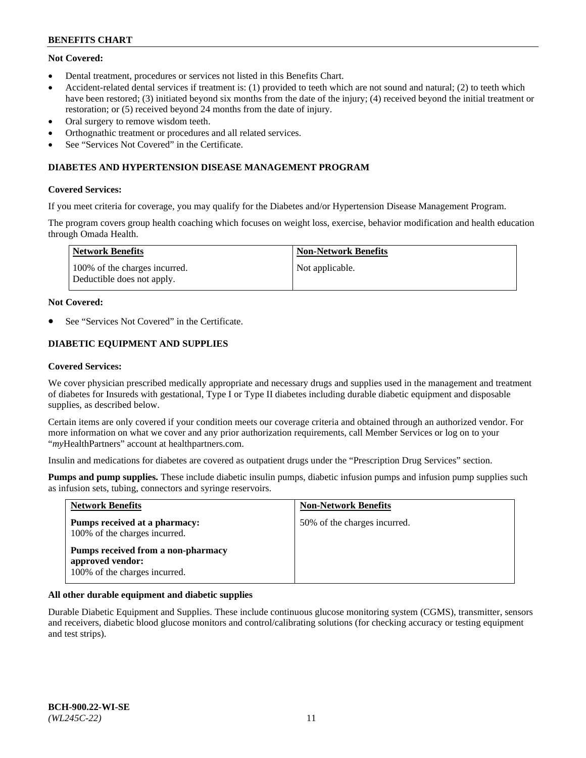**Not Covered:**

- Dental treatment, procedures or services not listed in this Benefits Chart.
- Accident-related dental services if treatment is: (1) provided to teeth which are not sound and natural; (2) to teeth which have been restored; (3) initiated beyond six months from the date of the injury; (4) received beyond the initial treatment or restoration; or (5) received beyond 24 months from the date of injury.
- Oral surgery to remove wisdom teeth.
- Orthognathic treatment or procedures and all related services.
- See "Services Not Covered" in the Certificate.

### DIABETES AND HYPERTENSION DISEASE MANAGEMENT PROGRAM

**Covered Services:**

If you meet criteria for coverage, you may qualify for the Diabetes and/or Hypertension Disease Management Program.

The program covers group health coaching which focuses on weight loss, exercise, behavior modification and health education through Omada Health.

| Network Benefits | Non-Network Benefits |
|---|---|
| 100% of the charges incurred. Deductible does not apply. | Not applicable. |

**Not Covered:**

- See "Services Not Covered" in the Certificate.

### DIABETIC EQUIPMENT AND SUPPLIES

**Covered Services:**

We cover physician prescribed medically appropriate and necessary drugs and supplies used in the management and treatment of diabetes for Insureds with gestational, Type I or Type II diabetes including durable diabetic equipment and disposable supplies, as described below.

Certain items are only covered if your condition meets our coverage criteria and obtained through an authorized vendor. For more information on what we cover and any prior authorization requirements, call Member Services or log on to your "*my*HealthPartners" account at healthpartners.com.

Insulin and medications for diabetes are covered as outpatient drugs under the "Prescription Drug Services" section.

**Pumps and pump supplies.** These include diabetic insulin pumps, diabetic infusion pumps and infusion pump supplies such as infusion sets, tubing, connectors and syringe reservoirs.

| Network Benefits | Non-Network Benefits |
|---|---|
| **Pumps received at a pharmacy:** 100% of the charges incurred.<br><br>**Pumps received from a non-pharmacy approved vendor:** 100% of the charges incurred. | 50% of the charges incurred. |

**All other durable equipment and diabetic supplies**

Durable Diabetic Equipment and Supplies. These include continuous glucose monitoring system (CGMS), transmitter, sensors and receivers, diabetic blood glucose monitors and control/calibrating solutions (for checking accuracy or testing equipment and test strips).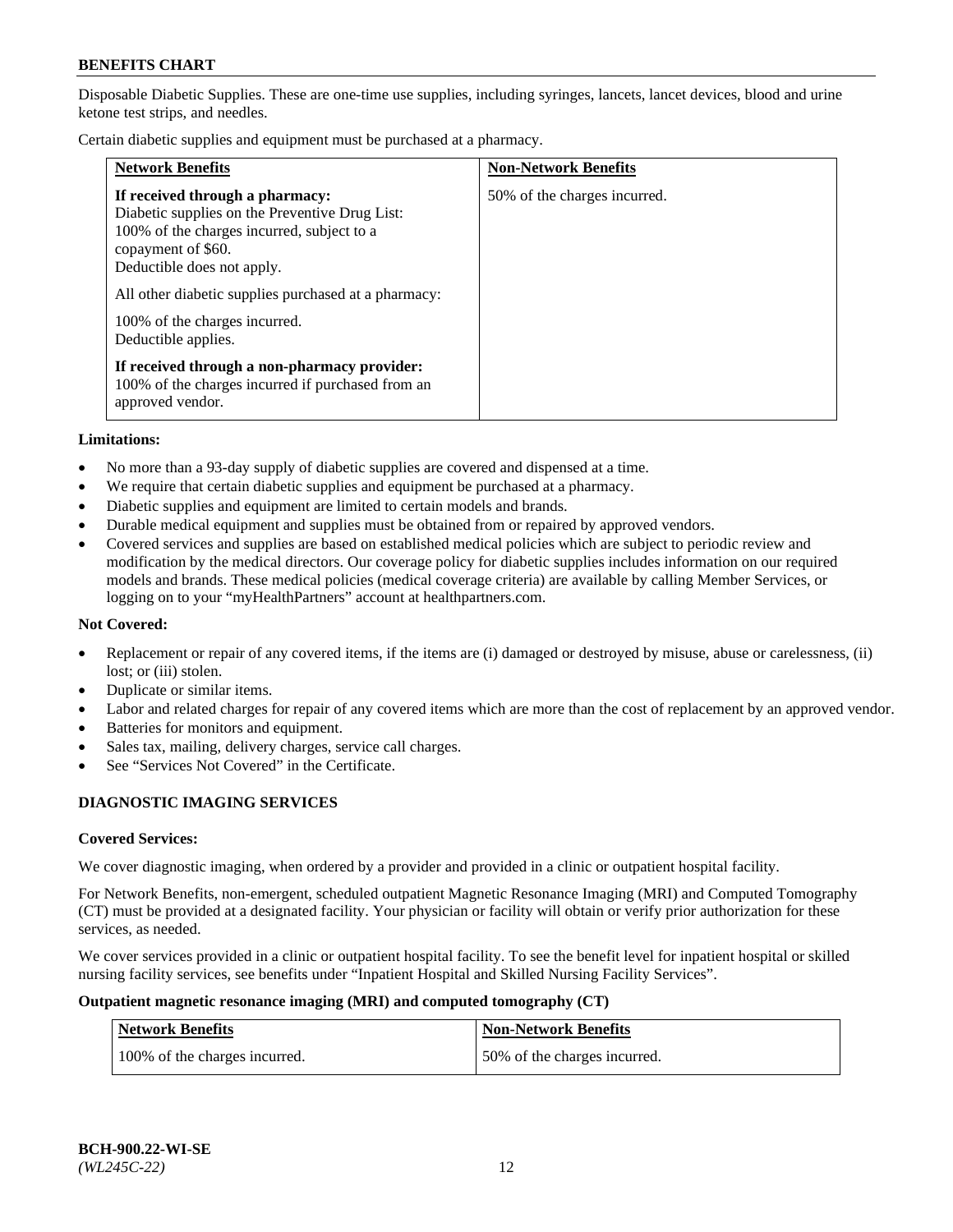Disposable Diabetic Supplies. These are one-time use supplies, including syringes, lancets, lancet devices, blood and urine ketone test strips, and needles.

Certain diabetic supplies and equipment must be purchased at a pharmacy.

| Network Benefits | Non-Network Benefits |
| --- | --- |
| **If received through a pharmacy:** Diabetic supplies on the Preventive Drug List: 100% of the charges incurred, subject to a copayment of $60. Deductible does not apply.<br><br>All other diabetic supplies purchased at a pharmacy:<br><br>100% of the charges incurred. Deductible applies.<br><br>**If received through a non-pharmacy provider:** 100% of the charges incurred if purchased from an approved vendor. | 50% of the charges incurred. |

**Limitations:**

- No more than a 93-day supply of diabetic supplies are covered and dispensed at a time.
- We require that certain diabetic supplies and equipment be purchased at a pharmacy.
- Diabetic supplies and equipment are limited to certain models and brands.
- Durable medical equipment and supplies must be obtained from or repaired by approved vendors.
- Covered services and supplies are based on established medical policies which are subject to periodic review and modification by the medical directors. Our coverage policy for diabetic supplies includes information on our required models and brands. These medical policies (medical coverage criteria) are available by calling Member Services, or logging on to your "myHealthPartners" account at healthpartners.com.

**Not Covered:**

- Replacement or repair of any covered items, if the items are (i) damaged or destroyed by misuse, abuse or carelessness, (ii) lost; or (iii) stolen.
- Duplicate or similar items.
- Labor and related charges for repair of any covered items which are more than the cost of replacement by an approved vendor.
- Batteries for monitors and equipment.
- Sales tax, mailing, delivery charges, service call charges.
- See "Services Not Covered" in the Certificate.

## DIAGNOSTIC IMAGING SERVICES

**Covered Services:**

We cover diagnostic imaging, when ordered by a provider and provided in a clinic or outpatient hospital facility.

For Network Benefits, non-emergent, scheduled outpatient Magnetic Resonance Imaging (MRI) and Computed Tomography (CT) must be provided at a designated facility. Your physician or facility will obtain or verify prior authorization for these services, as needed.

We cover services provided in a clinic or outpatient hospital facility. To see the benefit level for inpatient hospital or skilled nursing facility services, see benefits under "Inpatient Hospital and Skilled Nursing Facility Services".

**Outpatient magnetic resonance imaging (MRI) and computed tomography (CT)**

| Network Benefits | Non-Network Benefits |
| --- | --- |
| 100% of the charges incurred. | 50% of the charges incurred. |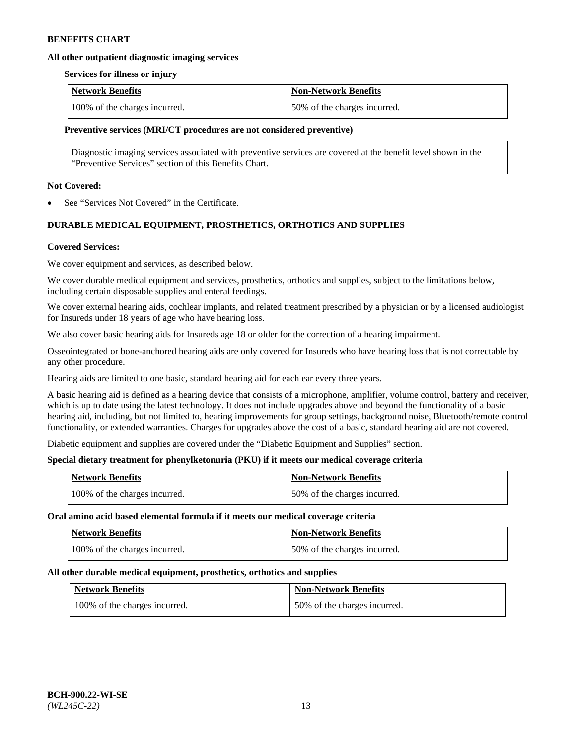### All other outpatient diagnostic imaging services

**Services for illness or injury**

| Network Benefits | Non-Network Benefits |
| --- | --- |
| 100% of the charges incurred. | 50% of the charges incurred. |

**Preventive services (MRI/CT procedures are not considered preventive)**

Diagnostic imaging services associated with preventive services are covered at the benefit level shown in the "Preventive Services" section of this Benefits Chart.

**Not Covered:**

- See "Services Not Covered" in the Certificate.

## DURABLE MEDICAL EQUIPMENT, PROSTHETICS, ORTHOTICS AND SUPPLIES

**Covered Services:**

We cover equipment and services, as described below.

We cover durable medical equipment and services, prosthetics, orthotics and supplies, subject to the limitations below, including certain disposable supplies and enteral feedings.

We cover external hearing aids, cochlear implants, and related treatment prescribed by a physician or by a licensed audiologist for Insureds under 18 years of age who have hearing loss.

We also cover basic hearing aids for Insureds age 18 or older for the correction of a hearing impairment.

Osseointegrated or bone-anchored hearing aids are only covered for Insureds who have hearing loss that is not correctable by any other procedure.

Hearing aids are limited to one basic, standard hearing aid for each ear every three years.

A basic hearing aid is defined as a hearing device that consists of a microphone, amplifier, volume control, battery and receiver, which is up to date using the latest technology. It does not include upgrades above and beyond the functionality of a basic hearing aid, including, but not limited to, hearing improvements for group settings, background noise, Bluetooth/remote control functionality, or extended warranties. Charges for upgrades above the cost of a basic, standard hearing aid are not covered.

Diabetic equipment and supplies are covered under the "Diabetic Equipment and Supplies" section.

**Special dietary treatment for phenylketonuria (PKU) if it meets our medical coverage criteria**

| Network Benefits | Non-Network Benefits |
| --- | --- |
| 100% of the charges incurred. | 50% of the charges incurred. |

**Oral amino acid based elemental formula if it meets our medical coverage criteria**

| Network Benefits | Non-Network Benefits |
| --- | --- |
| 100% of the charges incurred. | 50% of the charges incurred. |

**All other durable medical equipment, prosthetics, orthotics and supplies**

| Network Benefits | Non-Network Benefits |
| --- | --- |
| 100% of the charges incurred. | 50% of the charges incurred. |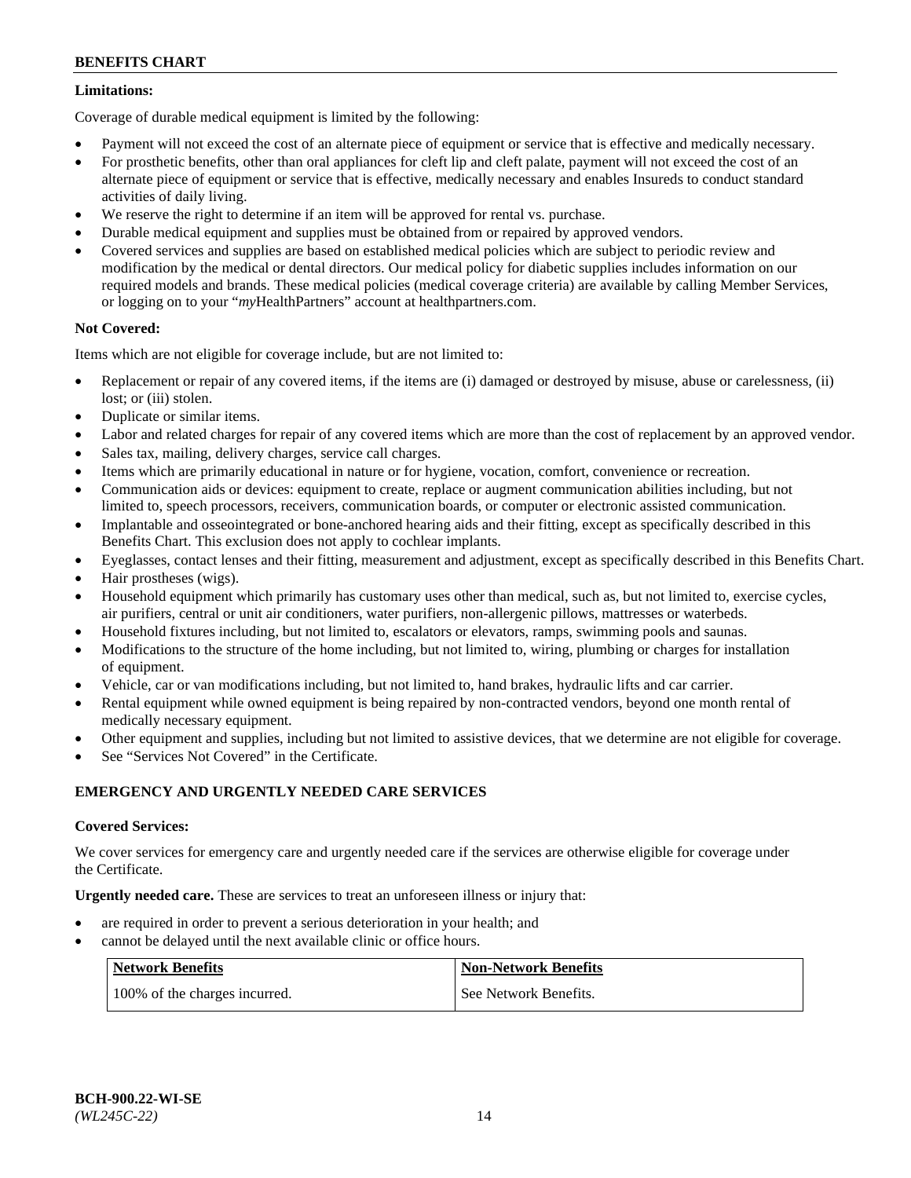**Limitations:**

Coverage of durable medical equipment is limited by the following:

- Payment will not exceed the cost of an alternate piece of equipment or service that is effective and medically necessary.
- For prosthetic benefits, other than oral appliances for cleft lip and cleft palate, payment will not exceed the cost of an alternate piece of equipment or service that is effective, medically necessary and enables Insureds to conduct standard activities of daily living.
- We reserve the right to determine if an item will be approved for rental vs. purchase.
- Durable medical equipment and supplies must be obtained from or repaired by approved vendors.
- Covered services and supplies are based on established medical policies which are subject to periodic review and modification by the medical or dental directors. Our medical policy for diabetic supplies includes information on our required models and brands. These medical policies (medical coverage criteria) are available by calling Member Services, or logging on to your "*my*HealthPartners" account at healthpartners.com.

**Not Covered:**

Items which are not eligible for coverage include, but are not limited to:

- Replacement or repair of any covered items, if the items are (i) damaged or destroyed by misuse, abuse or carelessness, (ii) lost; or (iii) stolen.
- Duplicate or similar items.
- Labor and related charges for repair of any covered items which are more than the cost of replacement by an approved vendor.
- Sales tax, mailing, delivery charges, service call charges.
- Items which are primarily educational in nature or for hygiene, vocation, comfort, convenience or recreation.
- Communication aids or devices: equipment to create, replace or augment communication abilities including, but not limited to, speech processors, receivers, communication boards, or computer or electronic assisted communication.
- Implantable and osseointegrated or bone-anchored hearing aids and their fitting, except as specifically described in this Benefits Chart. This exclusion does not apply to cochlear implants.
- Eyeglasses, contact lenses and their fitting, measurement and adjustment, except as specifically described in this Benefits Chart.
- Hair prostheses (wigs).
- Household equipment which primarily has customary uses other than medical, such as, but not limited to, exercise cycles, air purifiers, central or unit air conditioners, water purifiers, non-allergenic pillows, mattresses or waterbeds.
- Household fixtures including, but not limited to, escalators or elevators, ramps, swimming pools and saunas.
- Modifications to the structure of the home including, but not limited to, wiring, plumbing or charges for installation of equipment.
- Vehicle, car or van modifications including, but not limited to, hand brakes, hydraulic lifts and car carrier.
- Rental equipment while owned equipment is being repaired by non-contracted vendors, beyond one month rental of medically necessary equipment.
- Other equipment and supplies, including but not limited to assistive devices, that we determine are not eligible for coverage.
- See "Services Not Covered" in the Certificate.

## EMERGENCY AND URGENTLY NEEDED CARE SERVICES

**Covered Services:**

We cover services for emergency care and urgently needed care if the services are otherwise eligible for coverage under the Certificate.

**Urgently needed care.** These are services to treat an unforeseen illness or injury that:

- are required in order to prevent a serious deterioration in your health; and
- cannot be delayed until the next available clinic or office hours.

| Network Benefits | Non-Network Benefits |
|---|---|
| 100% of the charges incurred. | See Network Benefits. |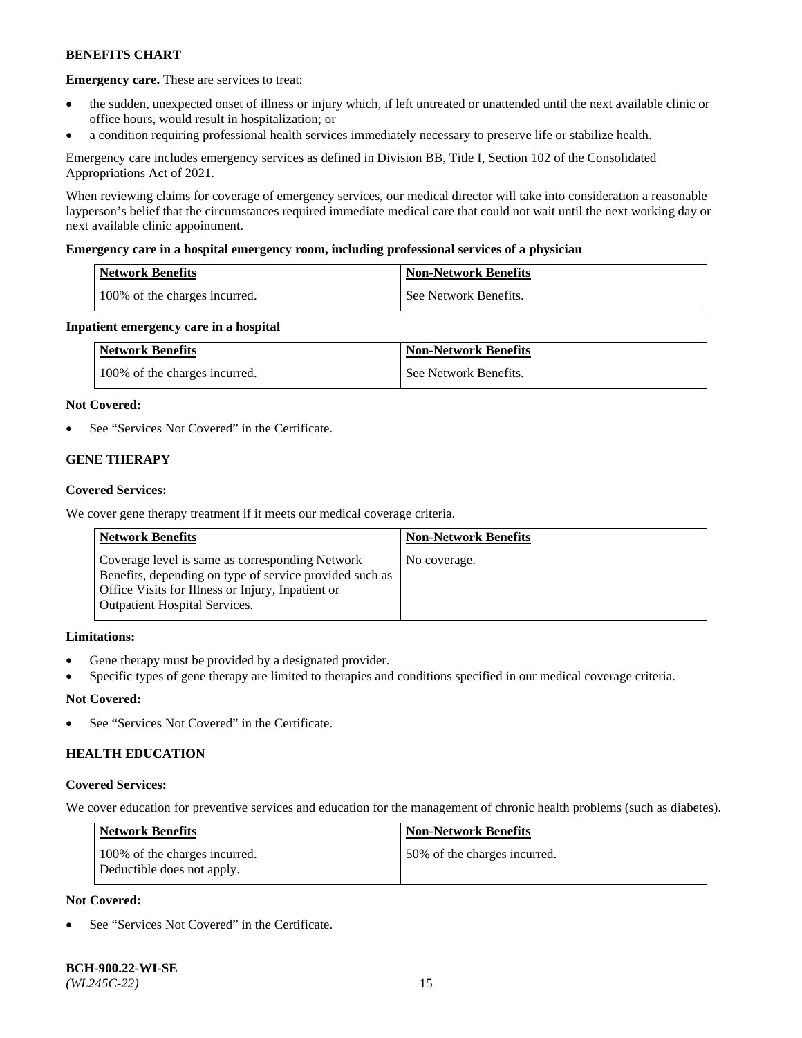**Emergency care.** These are services to treat:

- the sudden, unexpected onset of illness or injury which, if left untreated or unattended until the next available clinic or office hours, would result in hospitalization; or
- a condition requiring professional health services immediately necessary to preserve life or stabilize health.

Emergency care includes emergency services as defined in Division BB, Title I, Section 102 of the Consolidated Appropriations Act of 2021.

When reviewing claims for coverage of emergency services, our medical director will take into consideration a reasonable layperson's belief that the circumstances required immediate medical care that could not wait until the next working day or next available clinic appointment.

**Emergency care in a hospital emergency room, including professional services of a physician**

| Network Benefits | Non-Network Benefits |
| --- | --- |
| 100% of the charges incurred. | See Network Benefits. |

**Inpatient emergency care in a hospital**

| Network Benefits | Non-Network Benefits |
| --- | --- |
| 100% of the charges incurred. | See Network Benefits. |

**Not Covered:**

- See "Services Not Covered" in the Certificate.

## GENE THERAPY

**Covered Services:**

We cover gene therapy treatment if it meets our medical coverage criteria.

| Network Benefits | Non-Network Benefits |
| --- | --- |
| Coverage level is same as corresponding Network Benefits, depending on type of service provided such as Office Visits for Illness or Injury, Inpatient or Outpatient Hospital Services. | No coverage. |

**Limitations:**

- Gene therapy must be provided by a designated provider.
- Specific types of gene therapy are limited to therapies and conditions specified in our medical coverage criteria.

**Not Covered:**

- See "Services Not Covered" in the Certificate.

## HEALTH EDUCATION

**Covered Services:**

We cover education for preventive services and education for the management of chronic health problems (such as diabetes).

| Network Benefits | Non-Network Benefits |
| --- | --- |
| 100% of the charges incurred. Deductible does not apply. | 50% of the charges incurred. |

**Not Covered:**

- See "Services Not Covered" in the Certificate.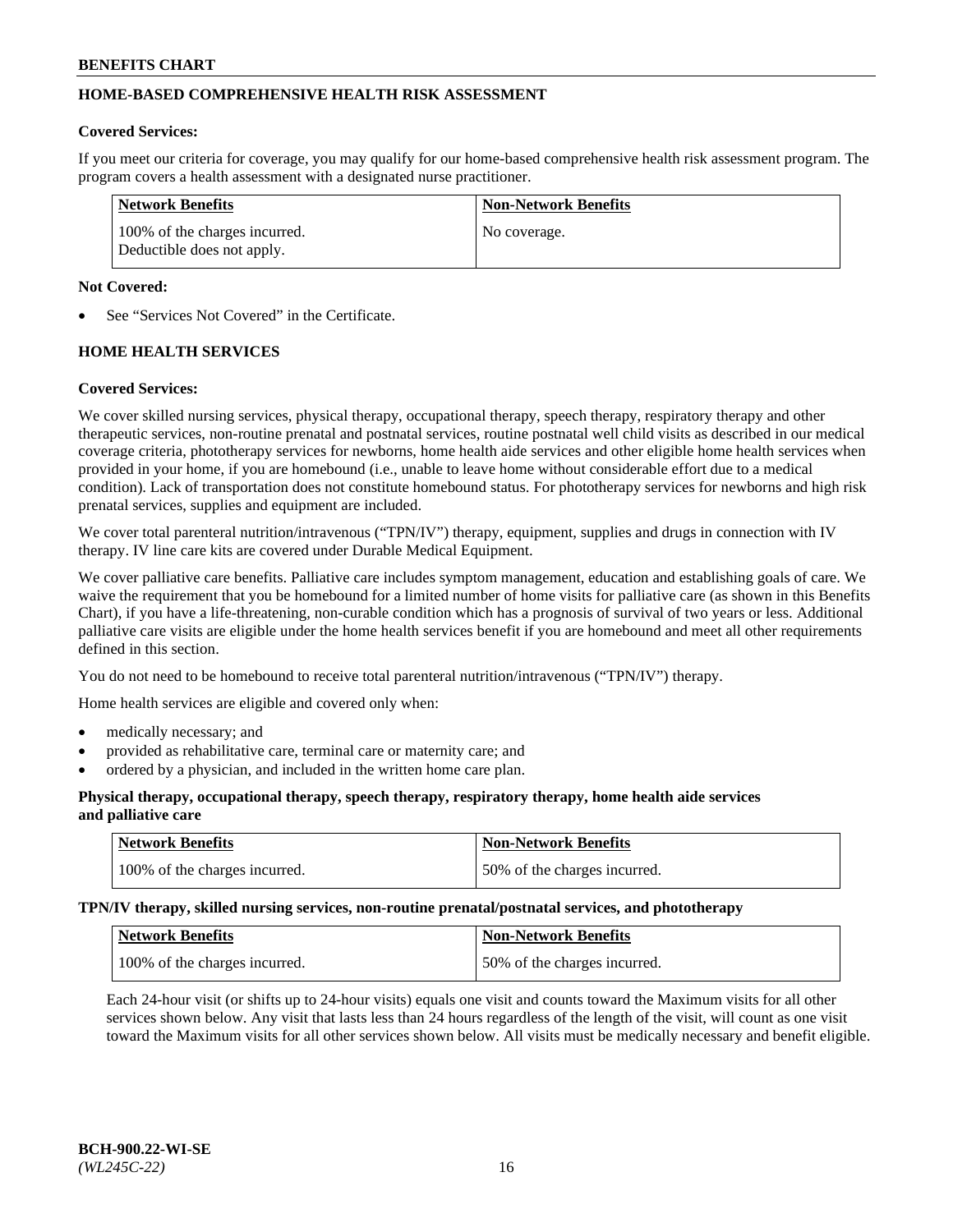## HOME-BASED COMPREHENSIVE HEALTH RISK ASSESSMENT

**Covered Services:**

If you meet our criteria for coverage, you may qualify for our home-based comprehensive health risk assessment program. The program covers a health assessment with a designated nurse practitioner.

| Network Benefits | Non-Network Benefits |
|---|---|
| 100% of the charges incurred. Deductible does not apply. | No coverage. |

**Not Covered:**

- See "Services Not Covered" in the Certificate.

## HOME HEALTH SERVICES

**Covered Services:**

We cover skilled nursing services, physical therapy, occupational therapy, speech therapy, respiratory therapy and other therapeutic services, non-routine prenatal and postnatal services, routine postnatal well child visits as described in our medical coverage criteria, phototherapy services for newborns, home health aide services and other eligible home health services when provided in your home, if you are homebound (i.e., unable to leave home without considerable effort due to a medical condition). Lack of transportation does not constitute homebound status. For phototherapy services for newborns and high risk prenatal services, supplies and equipment are included.

We cover total parenteral nutrition/intravenous ("TPN/IV") therapy, equipment, supplies and drugs in connection with IV therapy. IV line care kits are covered under Durable Medical Equipment.

We cover palliative care benefits. Palliative care includes symptom management, education and establishing goals of care. We waive the requirement that you be homebound for a limited number of home visits for palliative care (as shown in this Benefits Chart), if you have a life-threatening, non-curable condition which has a prognosis of survival of two years or less. Additional palliative care visits are eligible under the home health services benefit if you are homebound and meet all other requirements defined in this section.

You do not need to be homebound to receive total parenteral nutrition/intravenous ("TPN/IV") therapy.

Home health services are eligible and covered only when:

- medically necessary; and
- provided as rehabilitative care, terminal care or maternity care; and
- ordered by a physician, and included in the written home care plan.

**Physical therapy, occupational therapy, speech therapy, respiratory therapy, home health aide services and palliative care**

| Network Benefits | Non-Network Benefits |
|---|---|
| 100% of the charges incurred. | 50% of the charges incurred. |

**TPN/IV therapy, skilled nursing services, non-routine prenatal/postnatal services, and phototherapy**

| Network Benefits | Non-Network Benefits |
|---|---|
| 100% of the charges incurred. | 50% of the charges incurred. |

Each 24-hour visit (or shifts up to 24-hour visits) equals one visit and counts toward the Maximum visits for all other services shown below. Any visit that lasts less than 24 hours regardless of the length of the visit, will count as one visit toward the Maximum visits for all other services shown below. All visits must be medically necessary and benefit eligible.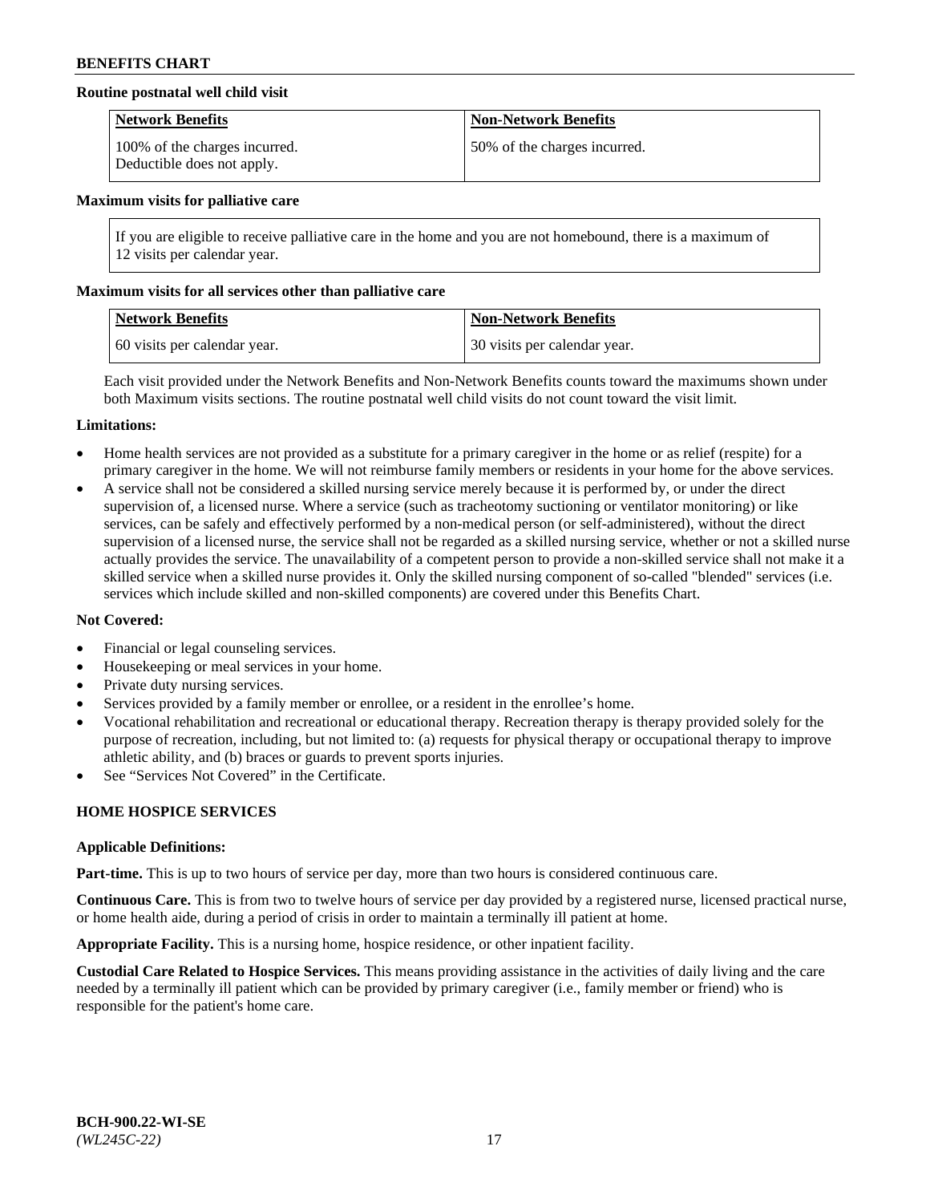**Routine postnatal well child visit**

| Network Benefits | Non-Network Benefits |
|---|---|
| 100% of the charges incurred. Deductible does not apply. | 50% of the charges incurred. |

**Maximum visits for palliative care**

| If you are eligible to receive palliative care in the home and you are not homebound, there is a maximum of 12 visits per calendar year. |
|---|

**Maximum visits for all services other than palliative care**

| Network Benefits | Non-Network Benefits |
|---|---|
| 60 visits per calendar year. | 30 visits per calendar year. |

Each visit provided under the Network Benefits and Non-Network Benefits counts toward the maximums shown under both Maximum visits sections. The routine postnatal well child visits do not count toward the visit limit.

**Limitations:**

- Home health services are not provided as a substitute for a primary caregiver in the home or as relief (respite) for a primary caregiver in the home. We will not reimburse family members or residents in your home for the above services.
- A service shall not be considered a skilled nursing service merely because it is performed by, or under the direct supervision of, a licensed nurse. Where a service (such as tracheotomy suctioning or ventilator monitoring) or like services, can be safely and effectively performed by a non-medical person (or self-administered), without the direct supervision of a licensed nurse, the service shall not be regarded as a skilled nursing service, whether or not a skilled nurse actually provides the service. The unavailability of a competent person to provide a non-skilled service shall not make it a skilled service when a skilled nurse provides it. Only the skilled nursing component of so-called "blended" services (i.e. services which include skilled and non-skilled components) are covered under this Benefits Chart.

**Not Covered:**

- Financial or legal counseling services.
- Housekeeping or meal services in your home.
- Private duty nursing services.
- Services provided by a family member or enrollee, or a resident in the enrollee's home.
- Vocational rehabilitation and recreational or educational therapy. Recreation therapy is therapy provided solely for the purpose of recreation, including, but not limited to: (a) requests for physical therapy or occupational therapy to improve athletic ability, and (b) braces or guards to prevent sports injuries.
- See "Services Not Covered" in the Certificate.

## HOME HOSPICE SERVICES

**Applicable Definitions:**

**Part-time.** This is up to two hours of service per day, more than two hours is considered continuous care.

**Continuous Care.** This is from two to twelve hours of service per day provided by a registered nurse, licensed practical nurse, or home health aide, during a period of crisis in order to maintain a terminally ill patient at home.

**Appropriate Facility.** This is a nursing home, hospice residence, or other inpatient facility.

**Custodial Care Related to Hospice Services.** This means providing assistance in the activities of daily living and the care needed by a terminally ill patient which can be provided by primary caregiver (i.e., family member or friend) who is responsible for the patient's home care.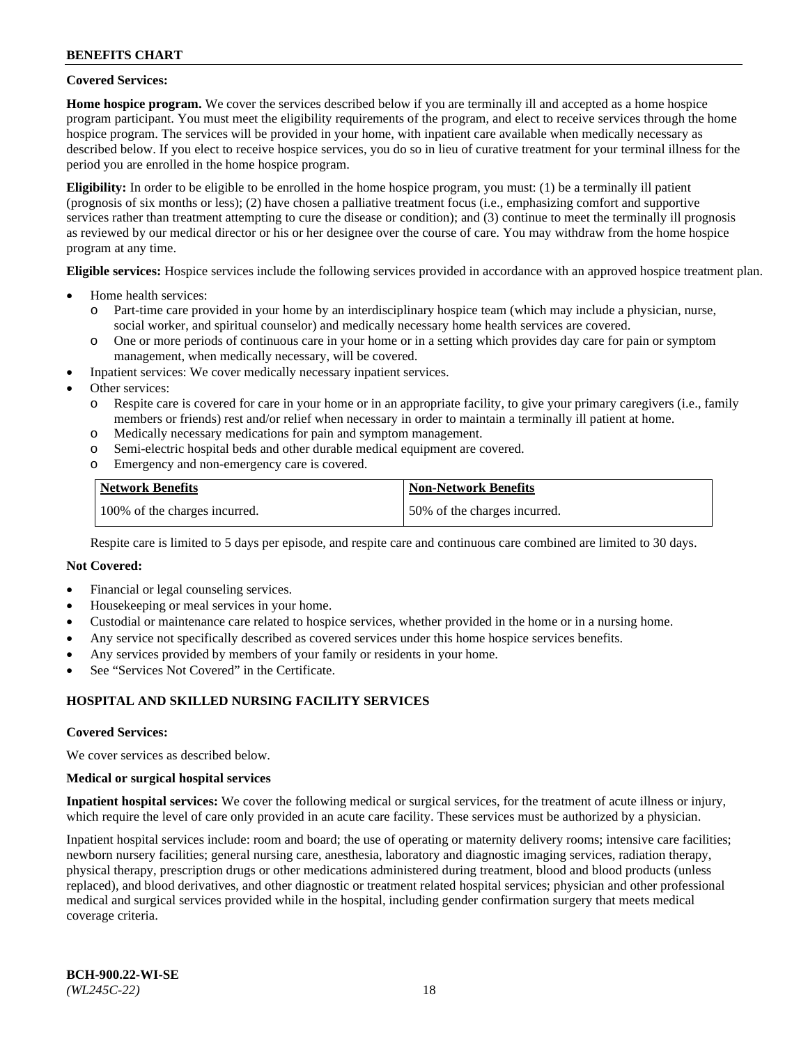**Covered Services:**

**Home hospice program.** We cover the services described below if you are terminally ill and accepted as a home hospice program participant. You must meet the eligibility requirements of the program, and elect to receive services through the home hospice program. The services will be provided in your home, with inpatient care available when medically necessary as described below. If you elect to receive hospice services, you do so in lieu of curative treatment for your terminal illness for the period you are enrolled in the home hospice program.

**Eligibility:** In order to be eligible to be enrolled in the home hospice program, you must: (1) be a terminally ill patient (prognosis of six months or less); (2) have chosen a palliative treatment focus (i.e., emphasizing comfort and supportive services rather than treatment attempting to cure the disease or condition); and (3) continue to meet the terminally ill prognosis as reviewed by our medical director or his or her designee over the course of care. You may withdraw from the home hospice program at any time.

**Eligible services:** Hospice services include the following services provided in accordance with an approved hospice treatment plan.

- Home health services:
  - Part-time care provided in your home by an interdisciplinary hospice team (which may include a physician, nurse, social worker, and spiritual counselor) and medically necessary home health services are covered.
  - One or more periods of continuous care in your home or in a setting which provides day care for pain or symptom management, when medically necessary, will be covered.
- Inpatient services: We cover medically necessary inpatient services.
- Other services:
  - Respite care is covered for care in your home or in an appropriate facility, to give your primary caregivers (i.e., family members or friends) rest and/or relief when necessary in order to maintain a terminally ill patient at home.
  - Medically necessary medications for pain and symptom management.
  - Semi-electric hospital beds and other durable medical equipment are covered.
  - Emergency and non-emergency care is covered.

| Network Benefits | Non-Network Benefits |
|---|---|
| 100% of the charges incurred. | 50% of the charges incurred. |

Respite care is limited to 5 days per episode, and respite care and continuous care combined are limited to 30 days.

**Not Covered:**

- Financial or legal counseling services.
- Housekeeping or meal services in your home.
- Custodial or maintenance care related to hospice services, whether provided in the home or in a nursing home.
- Any service not specifically described as covered services under this home hospice services benefits.
- Any services provided by members of your family or residents in your home.
- See "Services Not Covered" in the Certificate.

## HOSPITAL AND SKILLED NURSING FACILITY SERVICES

**Covered Services:**

We cover services as described below.

**Medical or surgical hospital services**

**Inpatient hospital services:** We cover the following medical or surgical services, for the treatment of acute illness or injury, which require the level of care only provided in an acute care facility. These services must be authorized by a physician.

Inpatient hospital services include: room and board; the use of operating or maternity delivery rooms; intensive care facilities; newborn nursery facilities; general nursing care, anesthesia, laboratory and diagnostic imaging services, radiation therapy, physical therapy, prescription drugs or other medications administered during treatment, blood and blood products (unless replaced), and blood derivatives, and other diagnostic or treatment related hospital services; physician and other professional medical and surgical services provided while in the hospital, including gender confirmation surgery that meets medical coverage criteria.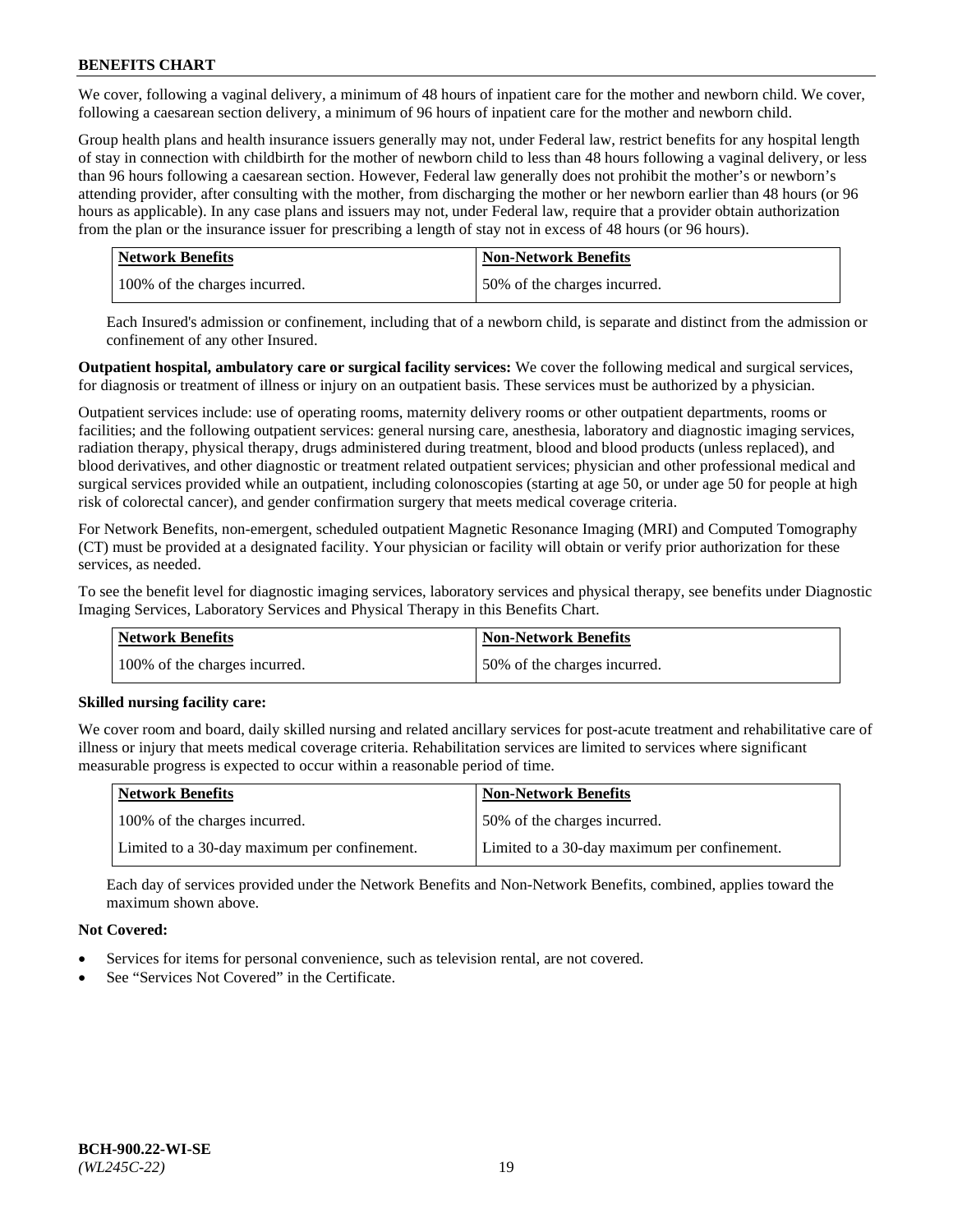We cover, following a vaginal delivery, a minimum of 48 hours of inpatient care for the mother and newborn child. We cover, following a caesarean section delivery, a minimum of 96 hours of inpatient care for the mother and newborn child.

Group health plans and health insurance issuers generally may not, under Federal law, restrict benefits for any hospital length of stay in connection with childbirth for the mother of newborn child to less than 48 hours following a vaginal delivery, or less than 96 hours following a caesarean section. However, Federal law generally does not prohibit the mother's or newborn's attending provider, after consulting with the mother, from discharging the mother or her newborn earlier than 48 hours (or 96 hours as applicable). In any case plans and issuers may not, under Federal law, require that a provider obtain authorization from the plan or the insurance issuer for prescribing a length of stay not in excess of 48 hours (or 96 hours).

| Network Benefits | Non-Network Benefits |
|---|---|
| 100% of the charges incurred. | 50% of the charges incurred. |

Each Insured's admission or confinement, including that of a newborn child, is separate and distinct from the admission or confinement of any other Insured.

**Outpatient hospital, ambulatory care or surgical facility services:** We cover the following medical and surgical services, for diagnosis or treatment of illness or injury on an outpatient basis. These services must be authorized by a physician.

Outpatient services include: use of operating rooms, maternity delivery rooms or other outpatient departments, rooms or facilities; and the following outpatient services: general nursing care, anesthesia, laboratory and diagnostic imaging services, radiation therapy, physical therapy, drugs administered during treatment, blood and blood products (unless replaced), and blood derivatives, and other diagnostic or treatment related outpatient services; physician and other professional medical and surgical services provided while an outpatient, including colonoscopies (starting at age 50, or under age 50 for people at high risk of colorectal cancer), and gender confirmation surgery that meets medical coverage criteria.

For Network Benefits, non-emergent, scheduled outpatient Magnetic Resonance Imaging (MRI) and Computed Tomography (CT) must be provided at a designated facility. Your physician or facility will obtain or verify prior authorization for these services, as needed.

To see the benefit level for diagnostic imaging services, laboratory services and physical therapy, see benefits under Diagnostic Imaging Services, Laboratory Services and Physical Therapy in this Benefits Chart.

| Network Benefits | Non-Network Benefits |
|---|---|
| 100% of the charges incurred. | 50% of the charges incurred. |

**Skilled nursing facility care:**

We cover room and board, daily skilled nursing and related ancillary services for post-acute treatment and rehabilitative care of illness or injury that meets medical coverage criteria. Rehabilitation services are limited to services where significant measurable progress is expected to occur within a reasonable period of time.

| Network Benefits | Non-Network Benefits |
|---|---|
| 100% of the charges incurred. | 50% of the charges incurred. |
| Limited to a 30-day maximum per confinement. | Limited to a 30-day maximum per confinement. |

Each day of services provided under the Network Benefits and Non-Network Benefits, combined, applies toward the maximum shown above.

**Not Covered:**

- Services for items for personal convenience, such as television rental, are not covered.
- See "Services Not Covered" in the Certificate.

**BCH-900.22-WI-SE**
*(WL245C-22)*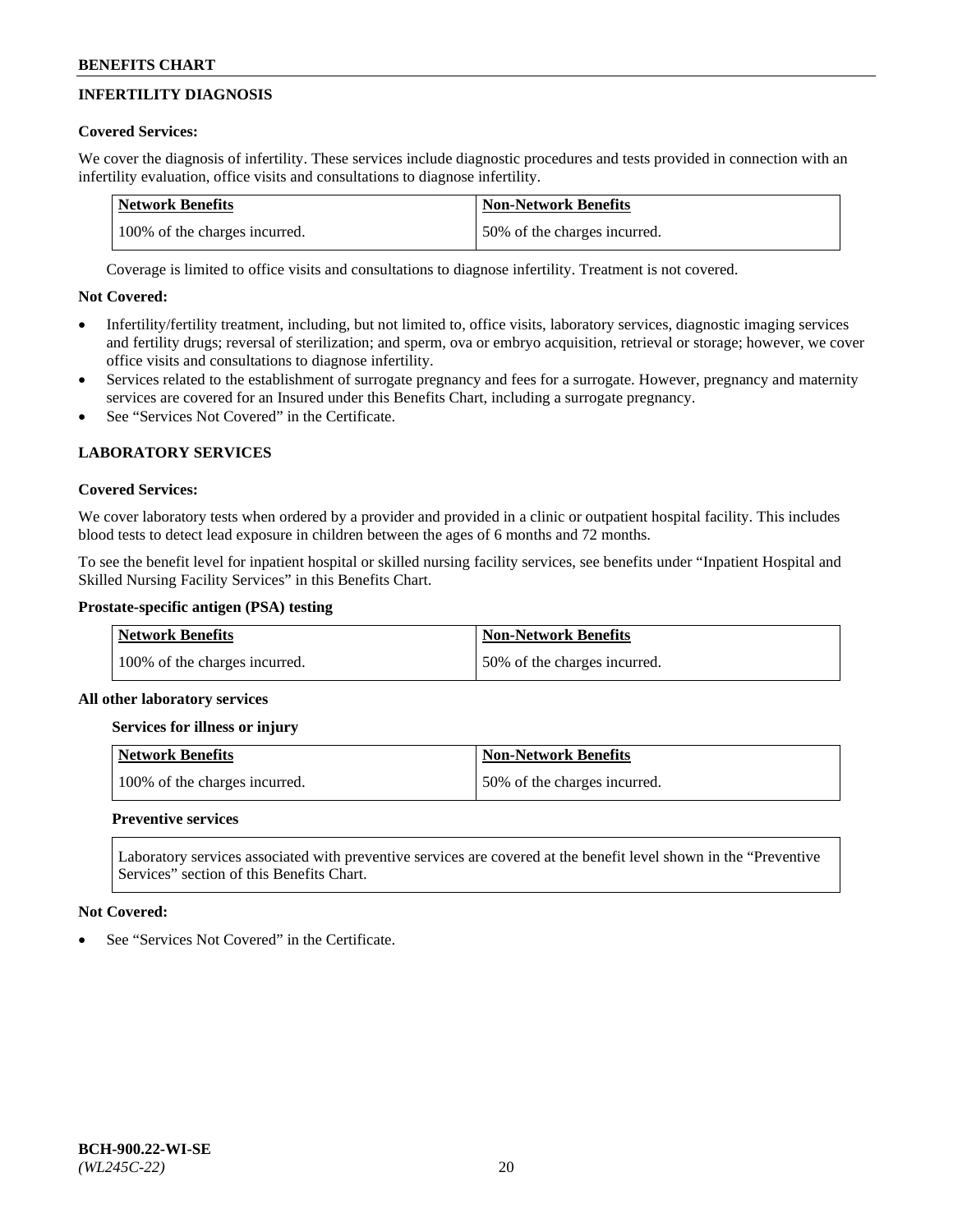## INFERTILITY DIAGNOSIS

**Covered Services:**

We cover the diagnosis of infertility. These services include diagnostic procedures and tests provided in connection with an infertility evaluation, office visits and consultations to diagnose infertility.

| Network Benefits | Non-Network Benefits |
|---|---|
| 100% of the charges incurred. | 50% of the charges incurred. |

Coverage is limited to office visits and consultations to diagnose infertility. Treatment is not covered.

**Not Covered:**

- Infertility/fertility treatment, including, but not limited to, office visits, laboratory services, diagnostic imaging services and fertility drugs; reversal of sterilization; and sperm, ova or embryo acquisition, retrieval or storage; however, we cover office visits and consultations to diagnose infertility.
- Services related to the establishment of surrogate pregnancy and fees for a surrogate. However, pregnancy and maternity services are covered for an Insured under this Benefits Chart, including a surrogate pregnancy.
- See "Services Not Covered" in the Certificate.

## LABORATORY SERVICES

**Covered Services:**

We cover laboratory tests when ordered by a provider and provided in a clinic or outpatient hospital facility. This includes blood tests to detect lead exposure in children between the ages of 6 months and 72 months.

To see the benefit level for inpatient hospital or skilled nursing facility services, see benefits under "Inpatient Hospital and Skilled Nursing Facility Services" in this Benefits Chart.

**Prostate-specific antigen (PSA) testing**

| Network Benefits | Non-Network Benefits |
|---|---|
| 100% of the charges incurred. | 50% of the charges incurred. |

**All other laboratory services**

**Services for illness or injury**

| Network Benefits | Non-Network Benefits |
|---|---|
| 100% of the charges incurred. | 50% of the charges incurred. |

**Preventive services**

Laboratory services associated with preventive services are covered at the benefit level shown in the "Preventive Services" section of this Benefits Chart.

**Not Covered:**

- See "Services Not Covered" in the Certificate.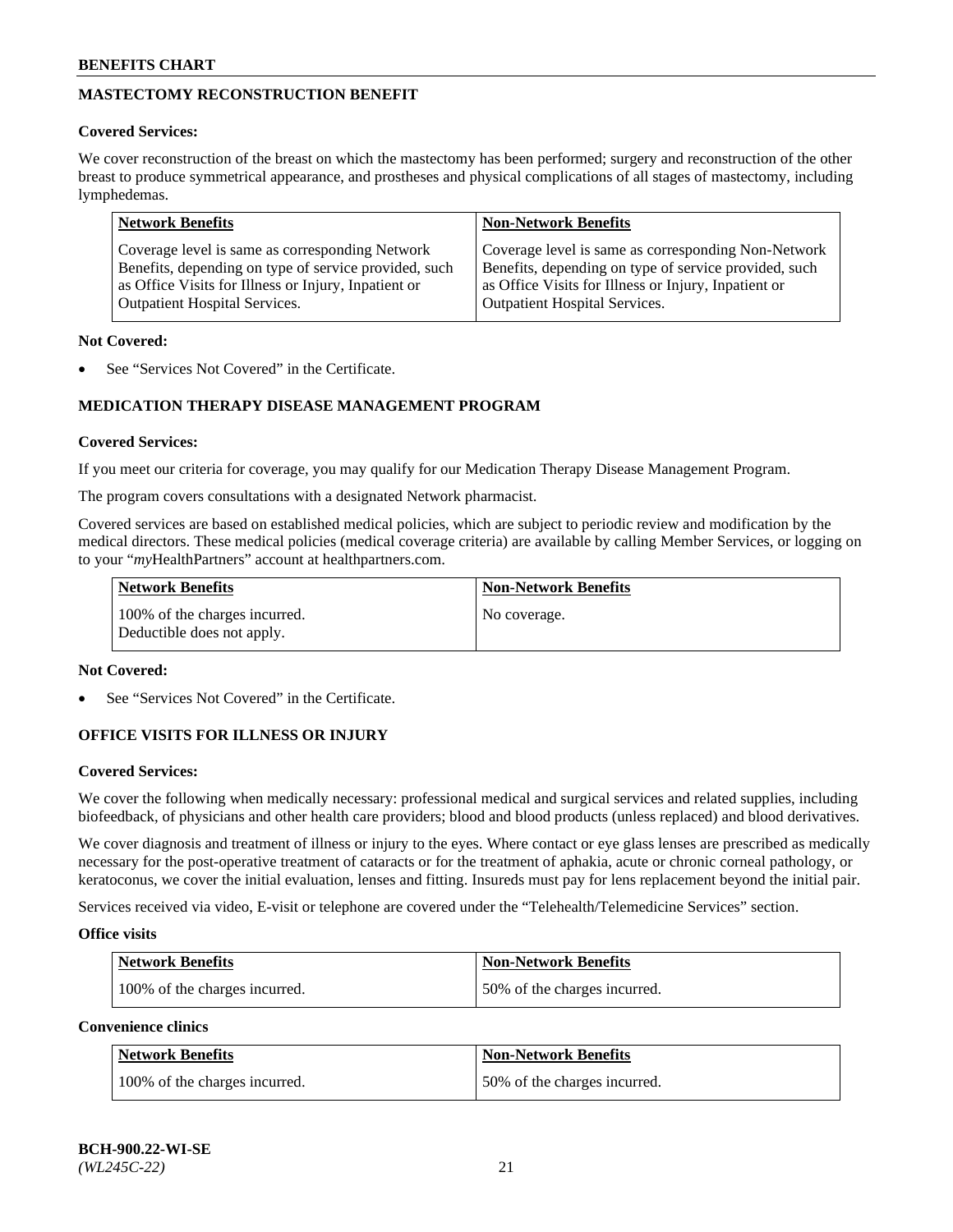## MASTECTOMY RECONSTRUCTION BENEFIT

**Covered Services:**

We cover reconstruction of the breast on which the mastectomy has been performed; surgery and reconstruction of the other breast to produce symmetrical appearance, and prostheses and physical complications of all stages of mastectomy, including lymphedemas.

| Network Benefits | Non-Network Benefits |
|---|---|
| Coverage level is same as corresponding Network Benefits, depending on type of service provided, such as Office Visits for Illness or Injury, Inpatient or Outpatient Hospital Services. | Coverage level is same as corresponding Non-Network Benefits, depending on type of service provided, such as Office Visits for Illness or Injury, Inpatient or Outpatient Hospital Services. |

**Not Covered:**

- See "Services Not Covered" in the Certificate.

## MEDICATION THERAPY DISEASE MANAGEMENT PROGRAM

**Covered Services:**

If you meet our criteria for coverage, you may qualify for our Medication Therapy Disease Management Program.

The program covers consultations with a designated Network pharmacist.

Covered services are based on established medical policies, which are subject to periodic review and modification by the medical directors. These medical policies (medical coverage criteria) are available by calling Member Services, or logging on to your "*my*HealthPartners" account at healthpartners.com.

| Network Benefits | Non-Network Benefits |
|---|---|
| 100% of the charges incurred. Deductible does not apply. | No coverage. |

**Not Covered:**

- See "Services Not Covered" in the Certificate.

## OFFICE VISITS FOR ILLNESS OR INJURY

**Covered Services:**

We cover the following when medically necessary: professional medical and surgical services and related supplies, including biofeedback, of physicians and other health care providers; blood and blood products (unless replaced) and blood derivatives.

We cover diagnosis and treatment of illness or injury to the eyes. Where contact or eye glass lenses are prescribed as medically necessary for the post-operative treatment of cataracts or for the treatment of aphakia, acute or chronic corneal pathology, or keratoconus, we cover the initial evaluation, lenses and fitting. Insureds must pay for lens replacement beyond the initial pair.

Services received via video, E-visit or telephone are covered under the "Telehealth/Telemedicine Services" section.

**Office visits**

| Network Benefits | Non-Network Benefits |
|---|---|
| 100% of the charges incurred. | 50% of the charges incurred. |

**Convenience clinics**

| Network Benefits | Non-Network Benefits |
|---|---|
| 100% of the charges incurred. | 50% of the charges incurred. |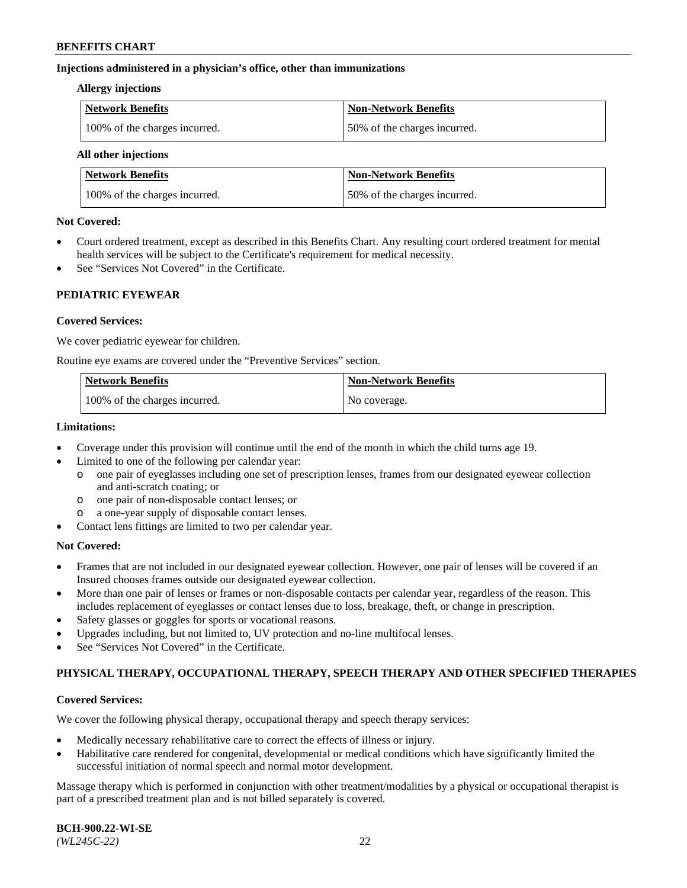**Injections administered in a physician's office, other than immunizations**

**Allergy injections**

| Network Benefits | Non-Network Benefits |
|---|---|
| 100% of the charges incurred. | 50% of the charges incurred. |

**All other injections**

| Network Benefits | Non-Network Benefits |
|---|---|
| 100% of the charges incurred. | 50% of the charges incurred. |

**Not Covered:**

- Court ordered treatment, except as described in this Benefits Chart. Any resulting court ordered treatment for mental health services will be subject to the Certificate's requirement for medical necessity.
- See "Services Not Covered" in the Certificate.

## PEDIATRIC EYEWEAR

**Covered Services:**

We cover pediatric eyewear for children.

Routine eye exams are covered under the "Preventive Services" section.

| Network Benefits | Non-Network Benefits |
|---|---|
| 100% of the charges incurred. | No coverage. |

**Limitations:**

- Coverage under this provision will continue until the end of the month in which the child turns age 19.
- Limited to one of the following per calendar year:
  - one pair of eyeglasses including one set of prescription lenses, frames from our designated eyewear collection and anti-scratch coating; or
  - one pair of non-disposable contact lenses; or
  - a one-year supply of disposable contact lenses.
- Contact lens fittings are limited to two per calendar year.

**Not Covered:**

- Frames that are not included in our designated eyewear collection. However, one pair of lenses will be covered if an Insured chooses frames outside our designated eyewear collection.
- More than one pair of lenses or frames or non-disposable contacts per calendar year, regardless of the reason. This includes replacement of eyeglasses or contact lenses due to loss, breakage, theft, or change in prescription.
- Safety glasses or goggles for sports or vocational reasons.
- Upgrades including, but not limited to, UV protection and no-line multifocal lenses.
- See "Services Not Covered" in the Certificate.

## PHYSICAL THERAPY, OCCUPATIONAL THERAPY, SPEECH THERAPY AND OTHER SPECIFIED THERAPIES

**Covered Services:**

We cover the following physical therapy, occupational therapy and speech therapy services:

- Medically necessary rehabilitative care to correct the effects of illness or injury.
- Habilitative care rendered for congenital, developmental or medical conditions which have significantly limited the successful initiation of normal speech and normal motor development.

Massage therapy which is performed in conjunction with other treatment/modalities by a physical or occupational therapist is part of a prescribed treatment plan and is not billed separately is covered.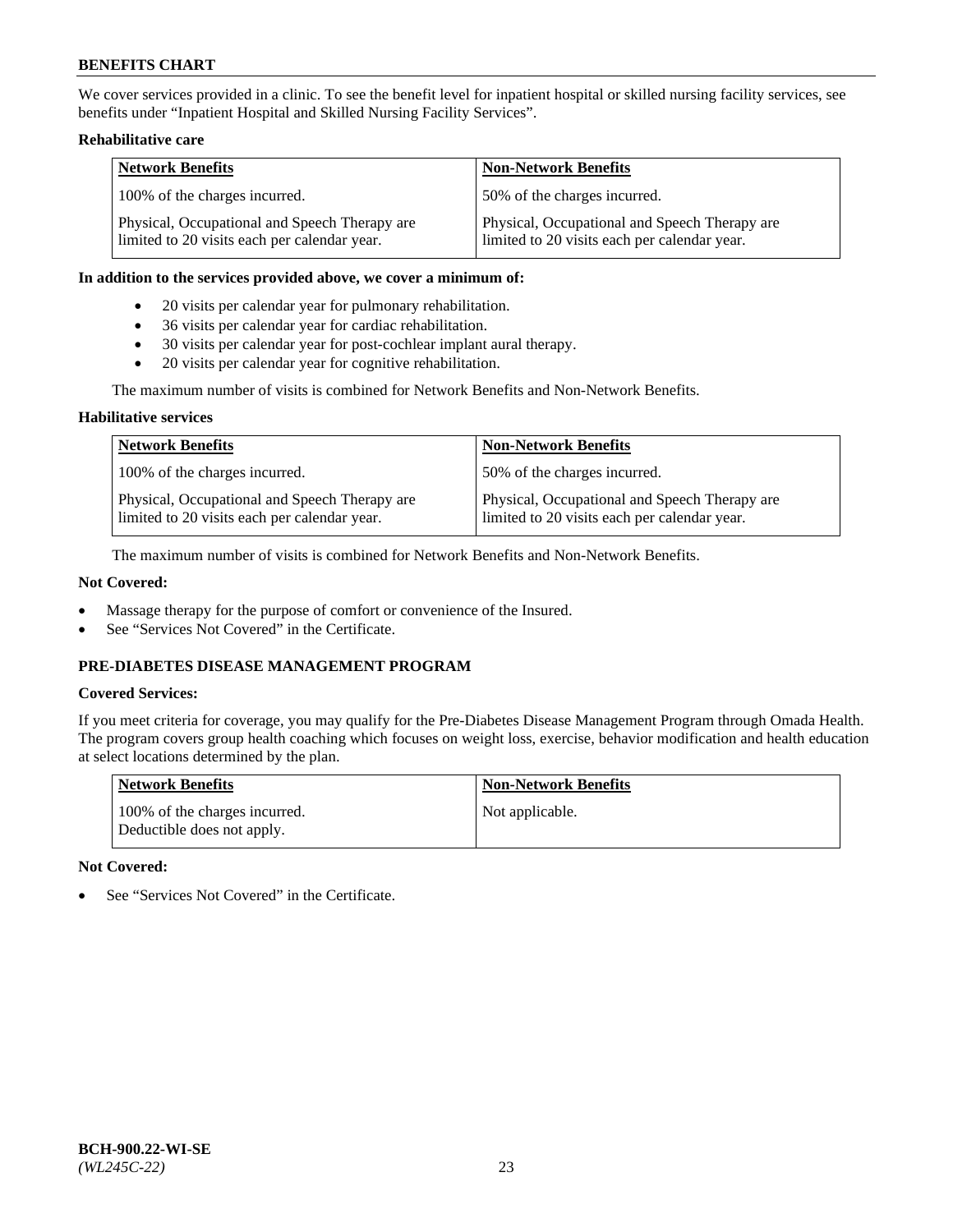We cover services provided in a clinic. To see the benefit level for inpatient hospital or skilled nursing facility services, see benefits under "Inpatient Hospital and Skilled Nursing Facility Services".

**Rehabilitative care**

| Network Benefits | Non-Network Benefits |
|---|---|
| 100% of the charges incurred. | 50% of the charges incurred. |
| Physical, Occupational and Speech Therapy are limited to 20 visits each per calendar year. | Physical, Occupational and Speech Therapy are limited to 20 visits each per calendar year. |

**In addition to the services provided above, we cover a minimum of:**

- 20 visits per calendar year for pulmonary rehabilitation.
- 36 visits per calendar year for cardiac rehabilitation.
- 30 visits per calendar year for post-cochlear implant aural therapy.
- 20 visits per calendar year for cognitive rehabilitation.

The maximum number of visits is combined for Network Benefits and Non-Network Benefits.

**Habilitative services**

| Network Benefits | Non-Network Benefits |
|---|---|
| 100% of the charges incurred. | 50% of the charges incurred. |
| Physical, Occupational and Speech Therapy are limited to 20 visits each per calendar year. | Physical, Occupational and Speech Therapy are limited to 20 visits each per calendar year. |

The maximum number of visits is combined for Network Benefits and Non-Network Benefits.

**Not Covered:**

- Massage therapy for the purpose of comfort or convenience of the Insured.
- See "Services Not Covered" in the Certificate.

### PRE-DIABETES DISEASE MANAGEMENT PROGRAM

**Covered Services:**

If you meet criteria for coverage, you may qualify for the Pre-Diabetes Disease Management Program through Omada Health. The program covers group health coaching which focuses on weight loss, exercise, behavior modification and health education at select locations determined by the plan.

| Network Benefits | Non-Network Benefits |
|---|---|
| 100% of the charges incurred. Deductible does not apply. | Not applicable. |

**Not Covered:**

- See "Services Not Covered" in the Certificate.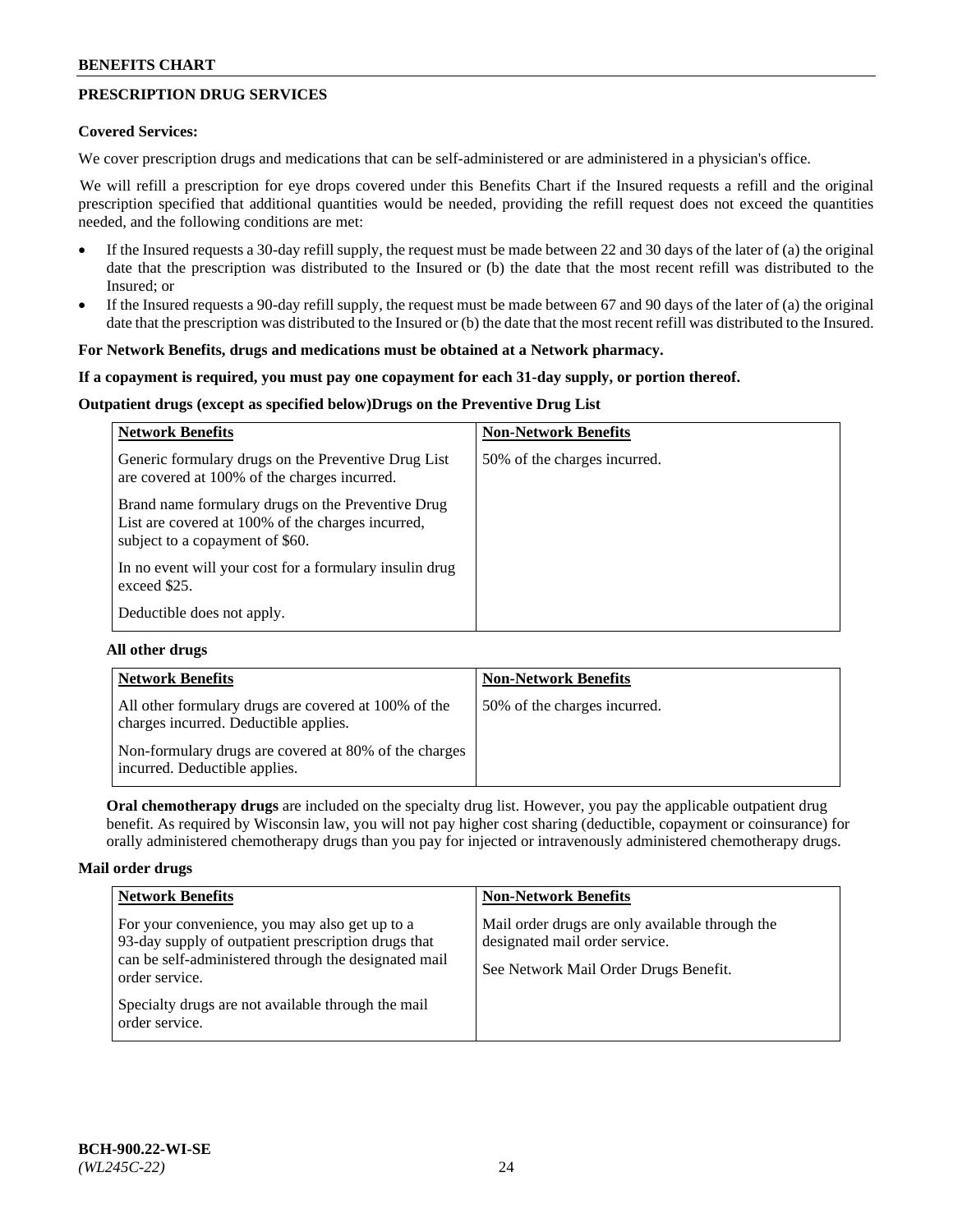## PRESCRIPTION DRUG SERVICES

**Covered Services:**

We cover prescription drugs and medications that can be self-administered or are administered in a physician's office.

We will refill a prescription for eye drops covered under this Benefits Chart if the Insured requests a refill and the original prescription specified that additional quantities would be needed, providing the refill request does not exceed the quantities needed, and the following conditions are met:

- If the Insured requests a 30-day refill supply, the request must be made between 22 and 30 days of the later of (a) the original date that the prescription was distributed to the Insured or (b) the date that the most recent refill was distributed to the Insured; or
- If the Insured requests a 90-day refill supply, the request must be made between 67 and 90 days of the later of (a) the original date that the prescription was distributed to the Insured or (b) the date that the most recent refill was distributed to the Insured.

**For Network Benefits, drugs and medications must be obtained at a Network pharmacy.**

**If a copayment is required, you must pay one copayment for each 31-day supply, or portion thereof.**

**Outpatient drugs (except as specified below)Drugs on the Preventive Drug List**

| Network Benefits | Non-Network Benefits |
|---|---|
| Generic formulary drugs on the Preventive Drug List are covered at 100% of the charges incurred.<br><br>Brand name formulary drugs on the Preventive Drug List are covered at 100% of the charges incurred, subject to a copayment of $60.<br><br>In no event will your cost for a formulary insulin drug exceed $25.<br><br>Deductible does not apply. | 50% of the charges incurred. |

**All other drugs**

| Network Benefits | Non-Network Benefits |
|---|---|
| All other formulary drugs are covered at 100% of the charges incurred. Deductible applies.<br><br>Non-formulary drugs are covered at 80% of the charges incurred. Deductible applies. | 50% of the charges incurred. |

**Oral chemotherapy drugs** are included on the specialty drug list. However, you pay the applicable outpatient drug benefit. As required by Wisconsin law, you will not pay higher cost sharing (deductible, copayment or coinsurance) for orally administered chemotherapy drugs than you pay for injected or intravenously administered chemotherapy drugs.

**Mail order drugs**

| Network Benefits | Non-Network Benefits |
|---|---|
| For your convenience, you may also get up to a 93-day supply of outpatient prescription drugs that can be self-administered through the designated mail order service.<br><br>Specialty drugs are not available through the mail order service. | Mail order drugs are only available through the designated mail order service.<br><br>See Network Mail Order Drugs Benefit. |

**BCH-900.22-WI-SE**
*(WL245C-22)*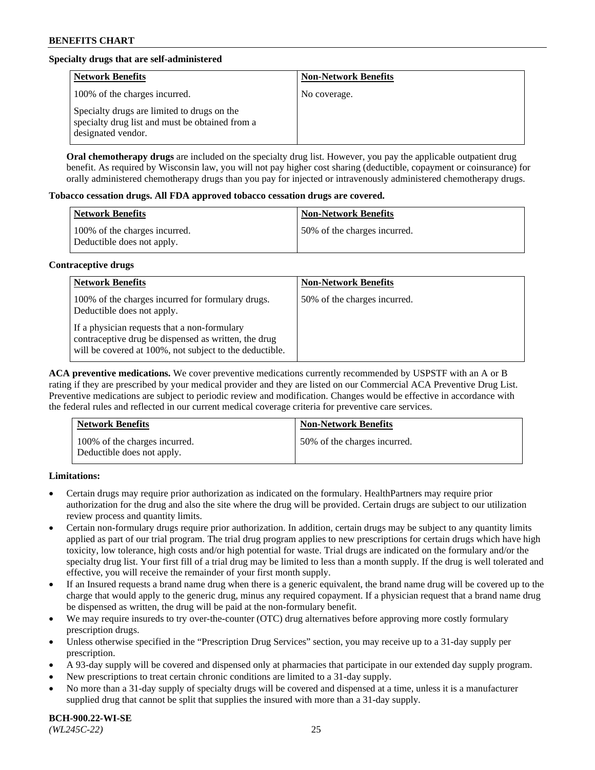**Specialty drugs that are self-administered**

| Network Benefits | Non-Network Benefits |
|---|---|
| 100% of the charges incurred.<br><br>Specialty drugs are limited to drugs on the specialty drug list and must be obtained from a designated vendor. | No coverage. |

**Oral chemotherapy drugs** are included on the specialty drug list. However, you pay the applicable outpatient drug benefit. As required by Wisconsin law, you will not pay higher cost sharing (deductible, copayment or coinsurance) for orally administered chemotherapy drugs than you pay for injected or intravenously administered chemotherapy drugs.

**Tobacco cessation drugs. All FDA approved tobacco cessation drugs are covered.**

| Network Benefits | Non-Network Benefits |
|---|---|
| 100% of the charges incurred.<br>Deductible does not apply. | 50% of the charges incurred. |

**Contraceptive drugs**

| Network Benefits | Non-Network Benefits |
|---|---|
| 100% of the charges incurred for formulary drugs. Deductible does not apply.<br><br>If a physician requests that a non-formulary contraceptive drug be dispensed as written, the drug will be covered at 100%, not subject to the deductible. | 50% of the charges incurred. |

**ACA preventive medications.** We cover preventive medications currently recommended by USPSTF with an A or B rating if they are prescribed by your medical provider and they are listed on our Commercial ACA Preventive Drug List. Preventive medications are subject to periodic review and modification. Changes would be effective in accordance with the federal rules and reflected in our current medical coverage criteria for preventive care services.

| Network Benefits | Non-Network Benefits |
|---|---|
| 100% of the charges incurred.<br>Deductible does not apply. | 50% of the charges incurred. |

**Limitations:**

- Certain drugs may require prior authorization as indicated on the formulary. HealthPartners may require prior authorization for the drug and also the site where the drug will be provided. Certain drugs are subject to our utilization review process and quantity limits.
- Certain non-formulary drugs require prior authorization. In addition, certain drugs may be subject to any quantity limits applied as part of our trial program. The trial drug program applies to new prescriptions for certain drugs which have high toxicity, low tolerance, high costs and/or high potential for waste. Trial drugs are indicated on the formulary and/or the specialty drug list. Your first fill of a trial drug may be limited to less than a month supply. If the drug is well tolerated and effective, you will receive the remainder of your first month supply.
- If an Insured requests a brand name drug when there is a generic equivalent, the brand name drug will be covered up to the charge that would apply to the generic drug, minus any required copayment. If a physician request that a brand name drug be dispensed as written, the drug will be paid at the non-formulary benefit.
- We may require insureds to try over-the-counter (OTC) drug alternatives before approving more costly formulary prescription drugs.
- Unless otherwise specified in the "Prescription Drug Services" section, you may receive up to a 31-day supply per prescription.
- A 93-day supply will be covered and dispensed only at pharmacies that participate in our extended day supply program.
- New prescriptions to treat certain chronic conditions are limited to a 31-day supply.
- No more than a 31-day supply of specialty drugs will be covered and dispensed at a time, unless it is a manufacturer supplied drug that cannot be split that supplies the insured with more than a 31-day supply.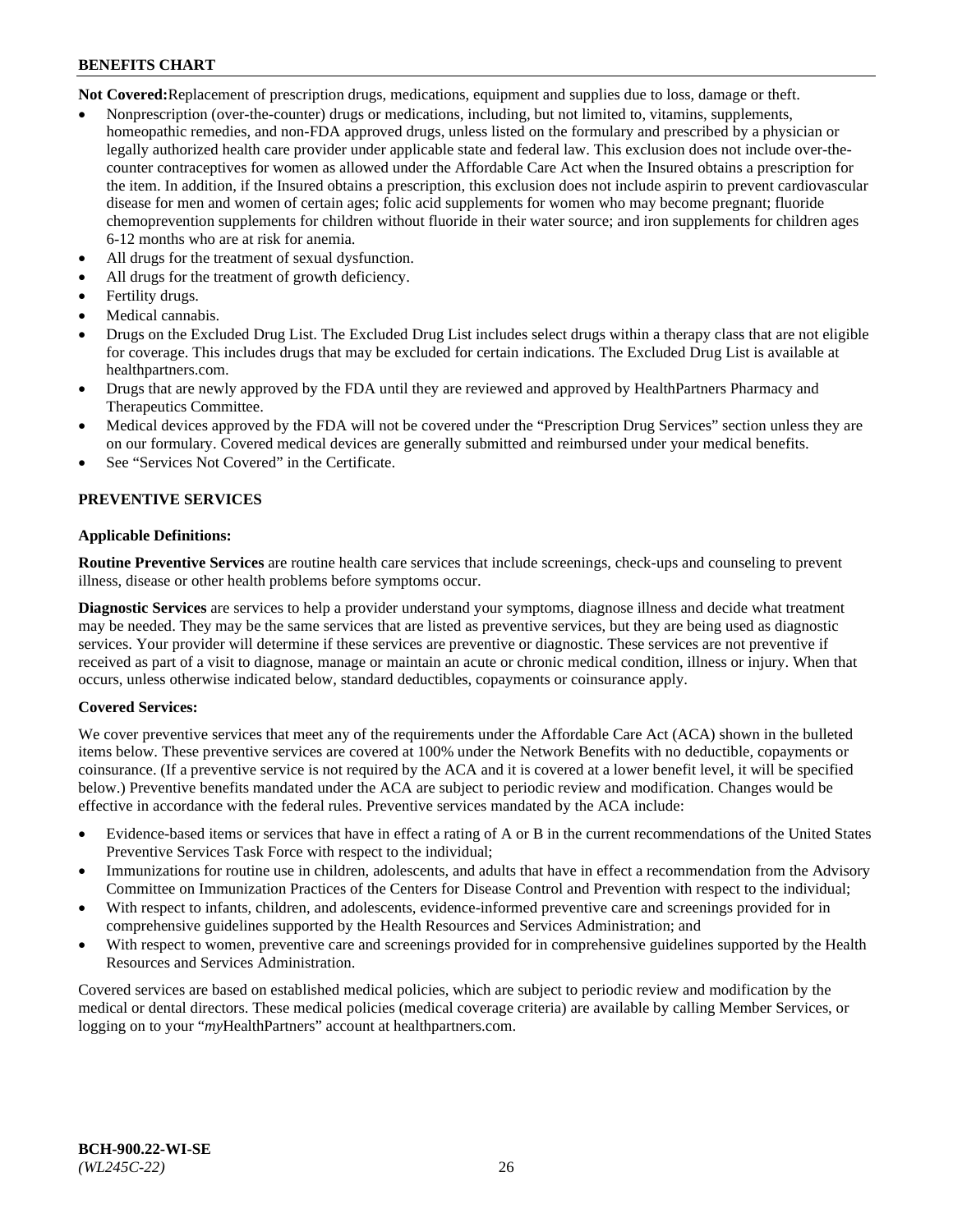**Not Covered:** Replacement of prescription drugs, medications, equipment and supplies due to loss, damage or theft.

- Nonprescription (over-the-counter) drugs or medications, including, but not limited to, vitamins, supplements, homeopathic remedies, and non-FDA approved drugs, unless listed on the formulary and prescribed by a physician or legally authorized health care provider under applicable state and federal law. This exclusion does not include over-the-counter contraceptives for women as allowed under the Affordable Care Act when the Insured obtains a prescription for the item. In addition, if the Insured obtains a prescription, this exclusion does not include aspirin to prevent cardiovascular disease for men and women of certain ages; folic acid supplements for women who may become pregnant; fluoride chemoprevention supplements for children without fluoride in their water source; and iron supplements for children ages 6-12 months who are at risk for anemia.
- All drugs for the treatment of sexual dysfunction.
- All drugs for the treatment of growth deficiency.
- Fertility drugs.
- Medical cannabis.
- Drugs on the Excluded Drug List. The Excluded Drug List includes select drugs within a therapy class that are not eligible for coverage. This includes drugs that may be excluded for certain indications. The Excluded Drug List is available at healthpartners.com.
- Drugs that are newly approved by the FDA until they are reviewed and approved by HealthPartners Pharmacy and Therapeutics Committee.
- Medical devices approved by the FDA will not be covered under the "Prescription Drug Services" section unless they are on our formulary. Covered medical devices are generally submitted and reimbursed under your medical benefits.
- See "Services Not Covered" in the Certificate.

## PREVENTIVE SERVICES

### Applicable Definitions:

**Routine Preventive Services** are routine health care services that include screenings, check-ups and counseling to prevent illness, disease or other health problems before symptoms occur.

**Diagnostic Services** are services to help a provider understand your symptoms, diagnose illness and decide what treatment may be needed. They may be the same services that are listed as preventive services, but they are being used as diagnostic services. Your provider will determine if these services are preventive or diagnostic. These services are not preventive if received as part of a visit to diagnose, manage or maintain an acute or chronic medical condition, illness or injury. When that occurs, unless otherwise indicated below, standard deductibles, copayments or coinsurance apply.

### Covered Services:

We cover preventive services that meet any of the requirements under the Affordable Care Act (ACA) shown in the bulleted items below. These preventive services are covered at 100% under the Network Benefits with no deductible, copayments or coinsurance. (If a preventive service is not required by the ACA and it is covered at a lower benefit level, it will be specified below.) Preventive benefits mandated under the ACA are subject to periodic review and modification. Changes would be effective in accordance with the federal rules. Preventive services mandated by the ACA include:

- Evidence-based items or services that have in effect a rating of A or B in the current recommendations of the United States Preventive Services Task Force with respect to the individual;
- Immunizations for routine use in children, adolescents, and adults that have in effect a recommendation from the Advisory Committee on Immunization Practices of the Centers for Disease Control and Prevention with respect to the individual;
- With respect to infants, children, and adolescents, evidence-informed preventive care and screenings provided for in comprehensive guidelines supported by the Health Resources and Services Administration; and
- With respect to women, preventive care and screenings provided for in comprehensive guidelines supported by the Health Resources and Services Administration.

Covered services are based on established medical policies, which are subject to periodic review and modification by the medical or dental directors. These medical policies (medical coverage criteria) are available by calling Member Services, or logging on to your "*my*HealthPartners" account at healthpartners.com.

**BCH-900.22-WI-SE**
*(WL245C-22)*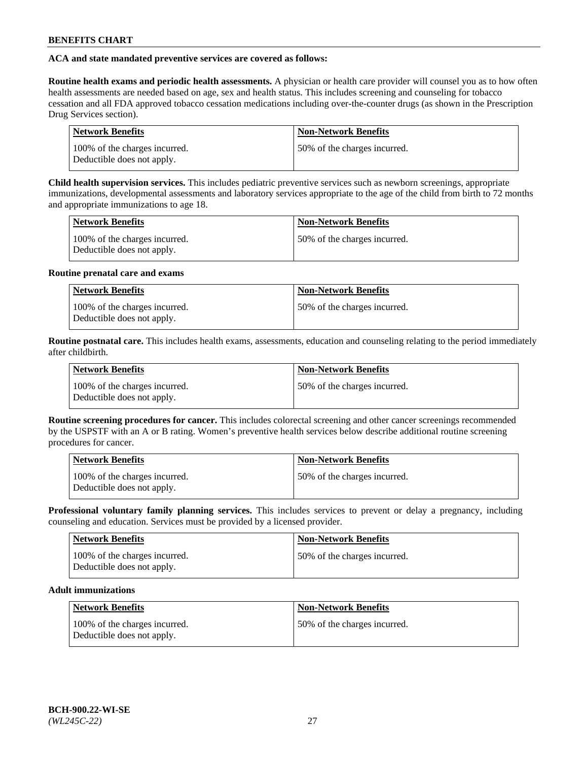**ACA and state mandated preventive services are covered as follows:**

**Routine health exams and periodic health assessments.** A physician or health care provider will counsel you as to how often health assessments are needed based on age, sex and health status. This includes screening and counseling for tobacco cessation and all FDA approved tobacco cessation medications including over-the-counter drugs (as shown in the Prescription Drug Services section).

| Network Benefits | Non-Network Benefits |
|---|---|
| 100% of the charges incurred. Deductible does not apply. | 50% of the charges incurred. |

**Child health supervision services.** This includes pediatric preventive services such as newborn screenings, appropriate immunizations, developmental assessments and laboratory services appropriate to the age of the child from birth to 72 months and appropriate immunizations to age 18.

| Network Benefits | Non-Network Benefits |
|---|---|
| 100% of the charges incurred. Deductible does not apply. | 50% of the charges incurred. |

**Routine prenatal care and exams**

| Network Benefits | Non-Network Benefits |
|---|---|
| 100% of the charges incurred. Deductible does not apply. | 50% of the charges incurred. |

**Routine postnatal care.** This includes health exams, assessments, education and counseling relating to the period immediately after childbirth.

| Network Benefits | Non-Network Benefits |
|---|---|
| 100% of the charges incurred. Deductible does not apply. | 50% of the charges incurred. |

**Routine screening procedures for cancer.** This includes colorectal screening and other cancer screenings recommended by the USPSTF with an A or B rating. Women's preventive health services below describe additional routine screening procedures for cancer.

| Network Benefits | Non-Network Benefits |
|---|---|
| 100% of the charges incurred. Deductible does not apply. | 50% of the charges incurred. |

**Professional voluntary family planning services.** This includes services to prevent or delay a pregnancy, including counseling and education. Services must be provided by a licensed provider.

| Network Benefits | Non-Network Benefits |
|---|---|
| 100% of the charges incurred. Deductible does not apply. | 50% of the charges incurred. |

**Adult immunizations**

| Network Benefits | Non-Network Benefits |
|---|---|
| 100% of the charges incurred. Deductible does not apply. | 50% of the charges incurred. |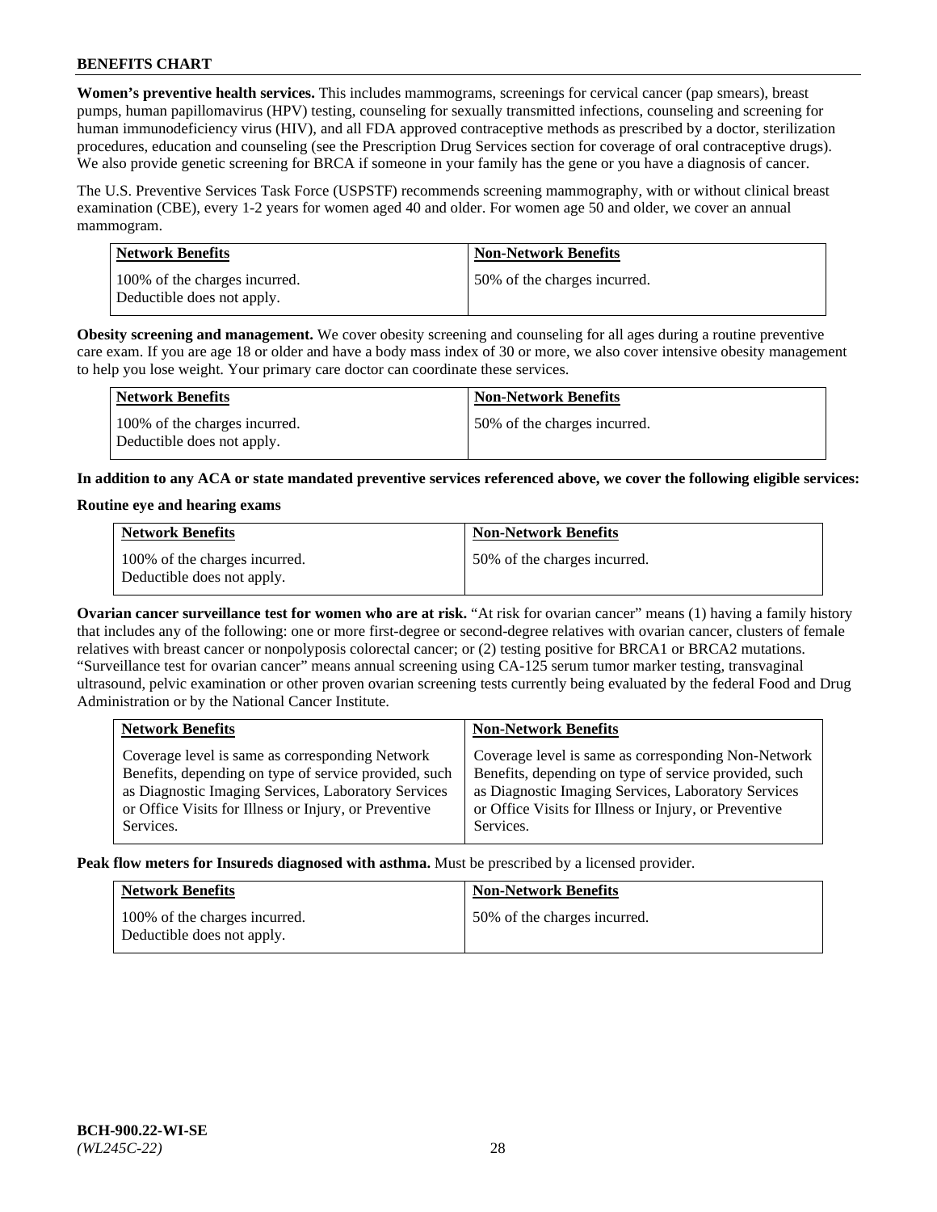**Women's preventive health services.** This includes mammograms, screenings for cervical cancer (pap smears), breast pumps, human papillomavirus (HPV) testing, counseling for sexually transmitted infections, counseling and screening for human immunodeficiency virus (HIV), and all FDA approved contraceptive methods as prescribed by a doctor, sterilization procedures, education and counseling (see the Prescription Drug Services section for coverage of oral contraceptive drugs). We also provide genetic screening for BRCA if someone in your family has the gene or you have a diagnosis of cancer.

The U.S. Preventive Services Task Force (USPSTF) recommends screening mammography, with or without clinical breast examination (CBE), every 1-2 years for women aged 40 and older. For women age 50 and older, we cover an annual mammogram.

| Network Benefits | Non-Network Benefits |
|---|---|
| 100% of the charges incurred. Deductible does not apply. | 50% of the charges incurred. |

**Obesity screening and management.** We cover obesity screening and counseling for all ages during a routine preventive care exam. If you are age 18 or older and have a body mass index of 30 or more, we also cover intensive obesity management to help you lose weight. Your primary care doctor can coordinate these services.

| Network Benefits | Non-Network Benefits |
|---|---|
| 100% of the charges incurred. Deductible does not apply. | 50% of the charges incurred. |

**In addition to any ACA or state mandated preventive services referenced above, we cover the following eligible services:**

**Routine eye and hearing exams**

| Network Benefits | Non-Network Benefits |
|---|---|
| 100% of the charges incurred. Deductible does not apply. | 50% of the charges incurred. |

**Ovarian cancer surveillance test for women who are at risk.** "At risk for ovarian cancer" means (1) having a family history that includes any of the following: one or more first-degree or second-degree relatives with ovarian cancer, clusters of female relatives with breast cancer or nonpolyposis colorectal cancer; or (2) testing positive for BRCA1 or BRCA2 mutations. "Surveillance test for ovarian cancer" means annual screening using CA-125 serum tumor marker testing, transvaginal ultrasound, pelvic examination or other proven ovarian screening tests currently being evaluated by the federal Food and Drug Administration or by the National Cancer Institute.

| Network Benefits | Non-Network Benefits |
|---|---|
| Coverage level is same as corresponding Network Benefits, depending on type of service provided, such as Diagnostic Imaging Services, Laboratory Services or Office Visits for Illness or Injury, or Preventive Services. | Coverage level is same as corresponding Non-Network Benefits, depending on type of service provided, such as Diagnostic Imaging Services, Laboratory Services or Office Visits for Illness or Injury, or Preventive Services. |

**Peak flow meters for Insureds diagnosed with asthma.** Must be prescribed by a licensed provider.

| Network Benefits | Non-Network Benefits |
|---|---|
| 100% of the charges incurred. Deductible does not apply. | 50% of the charges incurred. |

**BCH-900.22-WI-SE**
*(WL245C-22)*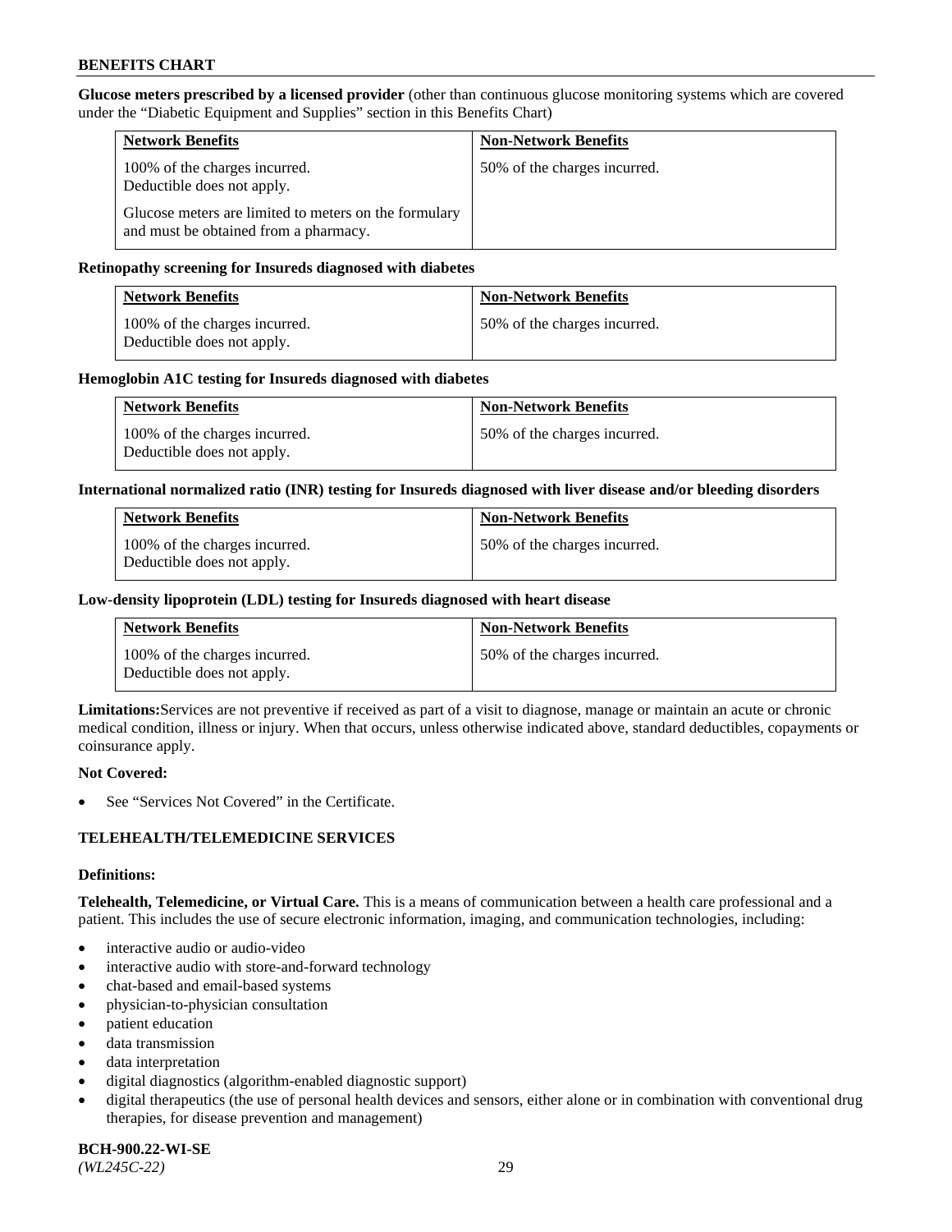**Glucose meters prescribed by a licensed provider** (other than continuous glucose monitoring systems which are covered under the "Diabetic Equipment and Supplies" section in this Benefits Chart)

| Network Benefits | Non-Network Benefits |
|---|---|
| 100% of the charges incurred. Deductible does not apply. Glucose meters are limited to meters on the formulary and must be obtained from a pharmacy. | 50% of the charges incurred. |

**Retinopathy screening for Insureds diagnosed with diabetes**

| Network Benefits | Non-Network Benefits |
|---|---|
| 100% of the charges incurred. Deductible does not apply. | 50% of the charges incurred. |

**Hemoglobin A1C testing for Insureds diagnosed with diabetes**

| Network Benefits | Non-Network Benefits |
|---|---|
| 100% of the charges incurred. Deductible does not apply. | 50% of the charges incurred. |

**International normalized ratio (INR) testing for Insureds diagnosed with liver disease and/or bleeding disorders**

| Network Benefits | Non-Network Benefits |
|---|---|
| 100% of the charges incurred. Deductible does not apply. | 50% of the charges incurred. |

**Low-density lipoprotein (LDL) testing for Insureds diagnosed with heart disease**

| Network Benefits | Non-Network Benefits |
|---|---|
| 100% of the charges incurred. Deductible does not apply. | 50% of the charges incurred. |

**Limitations:** Services are not preventive if received as part of a visit to diagnose, manage or maintain an acute or chronic medical condition, illness or injury. When that occurs, unless otherwise indicated above, standard deductibles, copayments or coinsurance apply.

**Not Covered:**

- See "Services Not Covered" in the Certificate.

## TELEHEALTH/TELEMEDICINE SERVICES

**Definitions:**

**Telehealth, Telemedicine, or Virtual Care.** This is a means of communication between a health care professional and a patient. This includes the use of secure electronic information, imaging, and communication technologies, including:

- interactive audio or audio-video
- interactive audio with store-and-forward technology
- chat-based and email-based systems
- physician-to-physician consultation
- patient education
- data transmission
- data interpretation
- digital diagnostics (algorithm-enabled diagnostic support)
- digital therapeutics (the use of personal health devices and sensors, either alone or in combination with conventional drug therapies, for disease prevention and management)

**BCH-900.22-WI-SE**
*(WL245C-22)*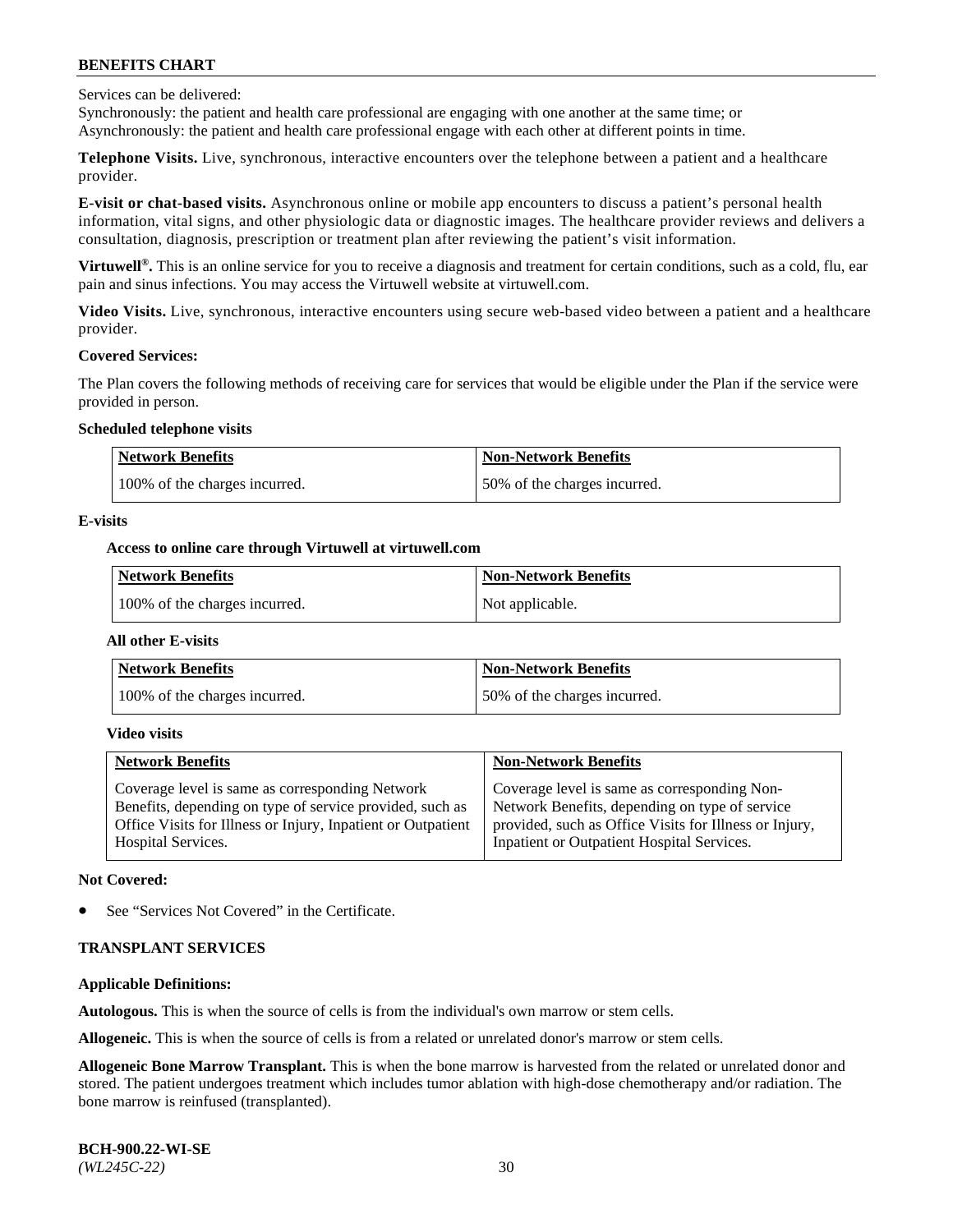Services can be delivered:

Synchronously: the patient and health care professional are engaging with one another at the same time; or

Asynchronously: the patient and health care professional engage with each other at different points in time.

**Telephone Visits.** Live, synchronous, interactive encounters over the telephone between a patient and a healthcare provider.

**E-visit or chat-based visits.** Asynchronous online or mobile app encounters to discuss a patient's personal health information, vital signs, and other physiologic data or diagnostic images. The healthcare provider reviews and delivers a consultation, diagnosis, prescription or treatment plan after reviewing the patient's visit information.

**Virtuwell®.** This is an online service for you to receive a diagnosis and treatment for certain conditions, such as a cold, flu, ear pain and sinus infections. You may access the Virtuwell website at virtuwell.com.

**Video Visits.** Live, synchronous, interactive encounters using secure web-based video between a patient and a healthcare provider.

**Covered Services:**

The Plan covers the following methods of receiving care for services that would be eligible under the Plan if the service were provided in person.

**Scheduled telephone visits**

| Network Benefits | Non-Network Benefits |
|---|---|
| 100% of the charges incurred. | 50% of the charges incurred. |

**E-visits**

**Access to online care through Virtuwell at virtuwell.com**

| Network Benefits | Non-Network Benefits |
|---|---|
| 100% of the charges incurred. | Not applicable. |

**All other E-visits**

| Network Benefits | Non-Network Benefits |
|---|---|
| 100% of the charges incurred. | 50% of the charges incurred. |

**Video visits**

| Network Benefits | Non-Network Benefits |
|---|---|
| Coverage level is same as corresponding Network Benefits, depending on type of service provided, such as Office Visits for Illness or Injury, Inpatient or Outpatient Hospital Services. | Coverage level is same as corresponding Non-Network Benefits, depending on type of service provided, such as Office Visits for Illness or Injury, Inpatient or Outpatient Hospital Services. |

**Not Covered:**

- See "Services Not Covered" in the Certificate.

**TRANSPLANT SERVICES**

**Applicable Definitions:**

**Autologous.** This is when the source of cells is from the individual's own marrow or stem cells.

**Allogeneic.** This is when the source of cells is from a related or unrelated donor's marrow or stem cells.

**Allogeneic Bone Marrow Transplant.** This is when the bone marrow is harvested from the related or unrelated donor and stored. The patient undergoes treatment which includes tumor ablation with high-dose chemotherapy and/or radiation. The bone marrow is reinfused (transplanted).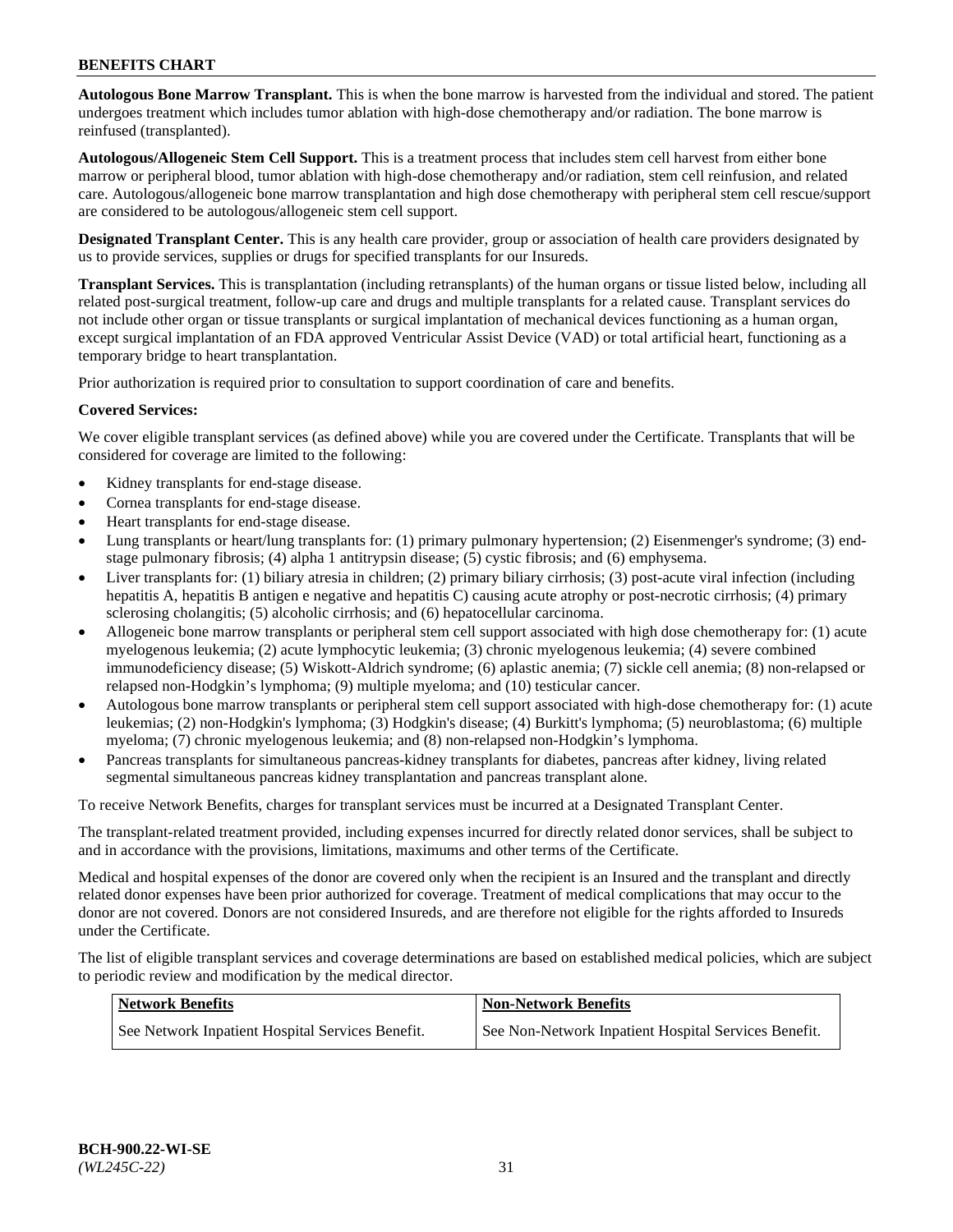**Autologous Bone Marrow Transplant.** This is when the bone marrow is harvested from the individual and stored. The patient undergoes treatment which includes tumor ablation with high-dose chemotherapy and/or radiation. The bone marrow is reinfused (transplanted).

**Autologous/Allogeneic Stem Cell Support.** This is a treatment process that includes stem cell harvest from either bone marrow or peripheral blood, tumor ablation with high-dose chemotherapy and/or radiation, stem cell reinfusion, and related care. Autologous/allogeneic bone marrow transplantation and high dose chemotherapy with peripheral stem cell rescue/support are considered to be autologous/allogeneic stem cell support.

**Designated Transplant Center.** This is any health care provider, group or association of health care providers designated by us to provide services, supplies or drugs for specified transplants for our Insureds.

**Transplant Services.** This is transplantation (including retransplants) of the human organs or tissue listed below, including all related post-surgical treatment, follow-up care and drugs and multiple transplants for a related cause. Transplant services do not include other organ or tissue transplants or surgical implantation of mechanical devices functioning as a human organ, except surgical implantation of an FDA approved Ventricular Assist Device (VAD) or total artificial heart, functioning as a temporary bridge to heart transplantation.

Prior authorization is required prior to consultation to support coordination of care and benefits.

**Covered Services:**

We cover eligible transplant services (as defined above) while you are covered under the Certificate. Transplants that will be considered for coverage are limited to the following:

- Kidney transplants for end-stage disease.
- Cornea transplants for end-stage disease.
- Heart transplants for end-stage disease.
- Lung transplants or heart/lung transplants for: (1) primary pulmonary hypertension; (2) Eisenmenger's syndrome; (3) end-stage pulmonary fibrosis; (4) alpha 1 antitrypsin disease; (5) cystic fibrosis; and (6) emphysema.
- Liver transplants for: (1) biliary atresia in children; (2) primary biliary cirrhosis; (3) post-acute viral infection (including hepatitis A, hepatitis B antigen e negative and hepatitis C) causing acute atrophy or post-necrotic cirrhosis; (4) primary sclerosing cholangitis; (5) alcoholic cirrhosis; and (6) hepatocellular carcinoma.
- Allogeneic bone marrow transplants or peripheral stem cell support associated with high dose chemotherapy for: (1) acute myelogenous leukemia; (2) acute lymphocytic leukemia; (3) chronic myelogenous leukemia; (4) severe combined immunodeficiency disease; (5) Wiskott-Aldrich syndrome; (6) aplastic anemia; (7) sickle cell anemia; (8) non-relapsed or relapsed non-Hodgkin's lymphoma; (9) multiple myeloma; and (10) testicular cancer.
- Autologous bone marrow transplants or peripheral stem cell support associated with high-dose chemotherapy for: (1) acute leukemias; (2) non-Hodgkin's lymphoma; (3) Hodgkin's disease; (4) Burkitt's lymphoma; (5) neuroblastoma; (6) multiple myeloma; (7) chronic myelogenous leukemia; and (8) non-relapsed non-Hodgkin's lymphoma.
- Pancreas transplants for simultaneous pancreas-kidney transplants for diabetes, pancreas after kidney, living related segmental simultaneous pancreas kidney transplantation and pancreas transplant alone.

To receive Network Benefits, charges for transplant services must be incurred at a Designated Transplant Center.

The transplant-related treatment provided, including expenses incurred for directly related donor services, shall be subject to and in accordance with the provisions, limitations, maximums and other terms of the Certificate.

Medical and hospital expenses of the donor are covered only when the recipient is an Insured and the transplant and directly related donor expenses have been prior authorized for coverage. Treatment of medical complications that may occur to the donor are not covered. Donors are not considered Insureds, and are therefore not eligible for the rights afforded to Insureds under the Certificate.

The list of eligible transplant services and coverage determinations are based on established medical policies, which are subject to periodic review and modification by the medical director.

| Network Benefits | Non-Network Benefits |
|---|---|
| See Network Inpatient Hospital Services Benefit. | See Non-Network Inpatient Hospital Services Benefit. |

**BCH-900.22-WI-SE**
*(WL245C-22)*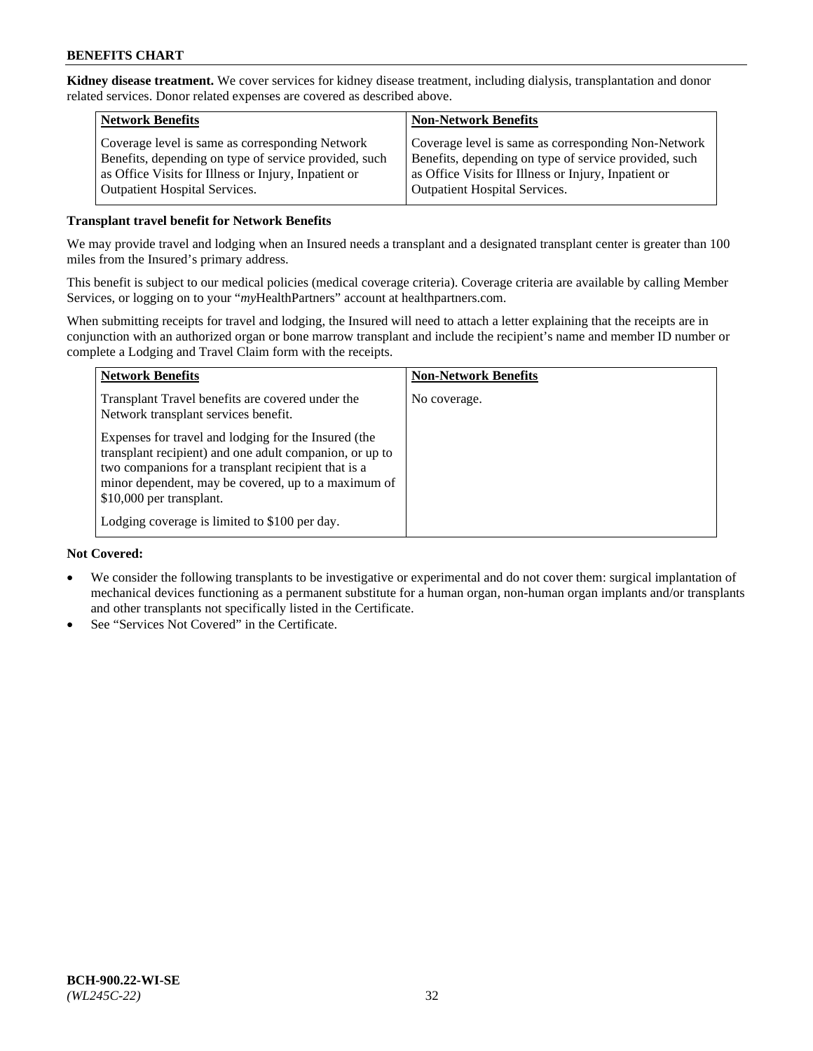**Kidney disease treatment.** We cover services for kidney disease treatment, including dialysis, transplantation and donor related services. Donor related expenses are covered as described above.

| Network Benefits | Non-Network Benefits |
|---|---|
| Coverage level is same as corresponding Network Benefits, depending on type of service provided, such as Office Visits for Illness or Injury, Inpatient or Outpatient Hospital Services. | Coverage level is same as corresponding Non-Network Benefits, depending on type of service provided, such as Office Visits for Illness or Injury, Inpatient or Outpatient Hospital Services. |

**Transplant travel benefit for Network Benefits**

We may provide travel and lodging when an Insured needs a transplant and a designated transplant center is greater than 100 miles from the Insured's primary address.

This benefit is subject to our medical policies (medical coverage criteria). Coverage criteria are available by calling Member Services, or logging on to your "*my*HealthPartners" account at healthpartners.com.

When submitting receipts for travel and lodging, the Insured will need to attach a letter explaining that the receipts are in conjunction with an authorized organ or bone marrow transplant and include the recipient's name and member ID number or complete a Lodging and Travel Claim form with the receipts.

| Network Benefits | Non-Network Benefits |
|---|---|
| Transplant Travel benefits are covered under the Network transplant services benefit.<br><br>Expenses for travel and lodging for the Insured (the transplant recipient) and one adult companion, or up to two companions for a transplant recipient that is a minor dependent, may be covered, up to a maximum of $10,000 per transplant.<br><br>Lodging coverage is limited to $100 per day. | No coverage. |

**Not Covered:**

- We consider the following transplants to be investigative or experimental and do not cover them: surgical implantation of mechanical devices functioning as a permanent substitute for a human organ, non-human organ implants and/or transplants and other transplants not specifically listed in the Certificate.
- See "Services Not Covered" in the Certificate.